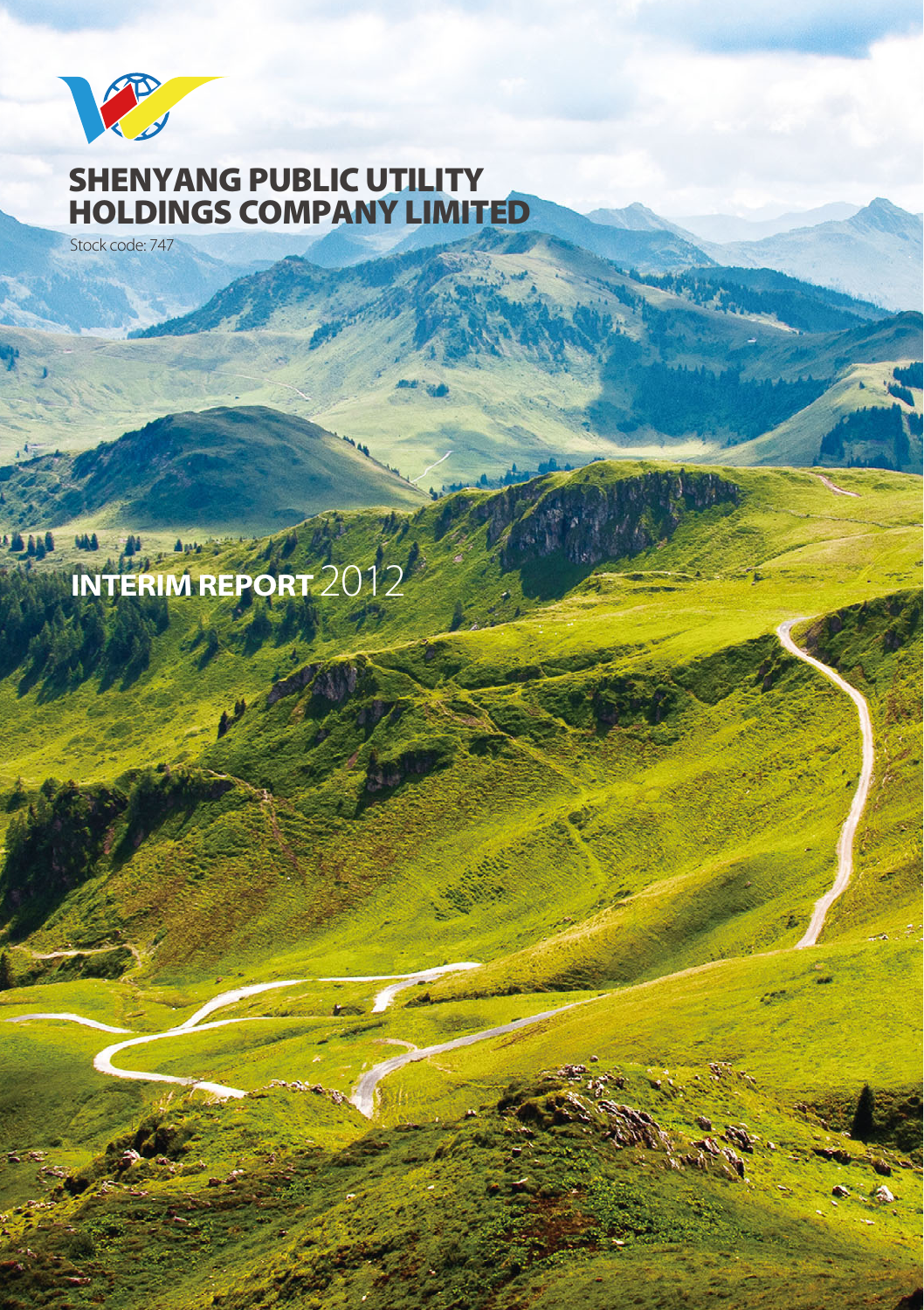# SHENYANG PUBLIC UTILITY HOLDINGS COMPANY LIMITED

Stock code: 747

## INTERIM REPORT 2012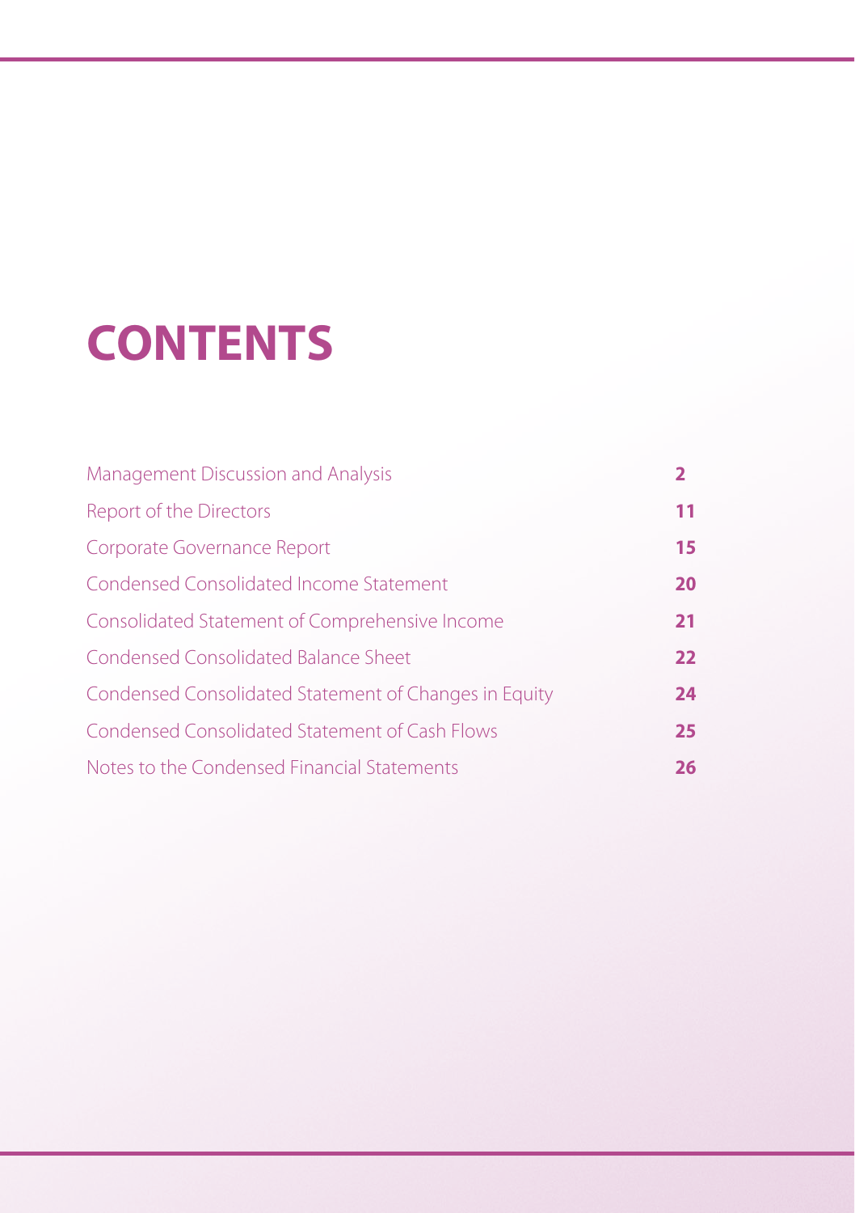# CONTENTS

| | |
|---|---|
| Management Discussion and Analysis | **2** |
| Report of the Directors | **11** |
| Corporate Governance Report | **15** |
| Condensed Consolidated Income Statement | **20** |
| Consolidated Statement of Comprehensive Income | **21** |
| Condensed Consolidated Balance Sheet | **22** |
| Condensed Consolidated Statement of Changes in Equity | **24** |
| Condensed Consolidated Statement of Cash Flows | **25** |
| Notes to the Condensed Financial Statements | **26** |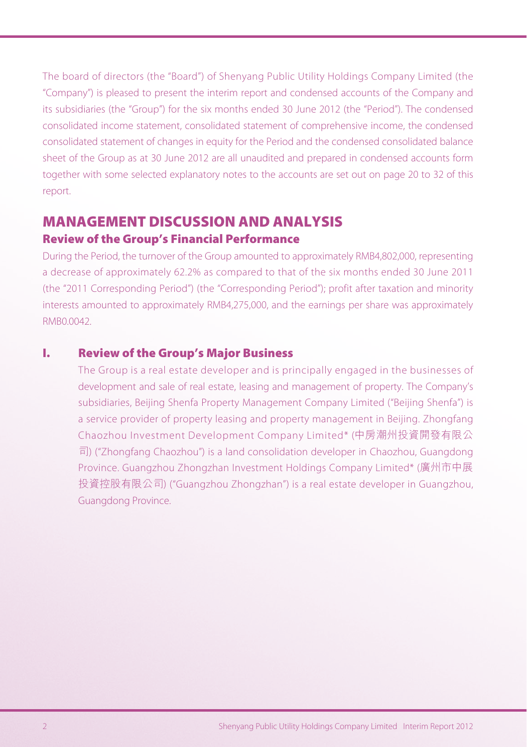The board of directors (the "Board") of Shenyang Public Utility Holdings Company Limited (the "Company") is pleased to present the interim report and condensed accounts of the Company and its subsidiaries (the "Group") for the six months ended 30 June 2012 (the "Period"). The condensed consolidated income statement, consolidated statement of comprehensive income, the condensed consolidated statement of changes in equity for the Period and the condensed consolidated balance sheet of the Group as at 30 June 2012 are all unaudited and prepared in condensed accounts form together with some selected explanatory notes to the accounts are set out on page 20 to 32 of this report.

# MANAGEMENT DISCUSSION AND ANALYSIS

## Review of the Group's Financial Performance

During the Period, the turnover of the Group amounted to approximately RMB4,802,000, representing a decrease of approximately 62.2% as compared to that of the six months ended 30 June 2011 (the "2011 Corresponding Period") (the "Corresponding Period"); profit after taxation and minority interests amounted to approximately RMB4,275,000, and the earnings per share was approximately RMB0.0042.

### I. Review of the Group's Major Business

The Group is a real estate developer and is principally engaged in the businesses of development and sale of real estate, leasing and management of property. The Company's subsidiaries, Beijing Shenfa Property Management Company Limited ("Beijing Shenfa") is a service provider of property leasing and property management in Beijing. Zhongfang Chaozhou Investment Development Company Limited* (中房潮州投資開發有限公司) ("Zhongfang Chaozhou") is a land consolidation developer in Chaozhou, Guangdong Province. Guangzhou Zhongzhan Investment Holdings Company Limited* (廣州市中展投資控股有限公司) ("Guangzhou Zhongzhan") is a real estate developer in Guangzhou, Guangdong Province.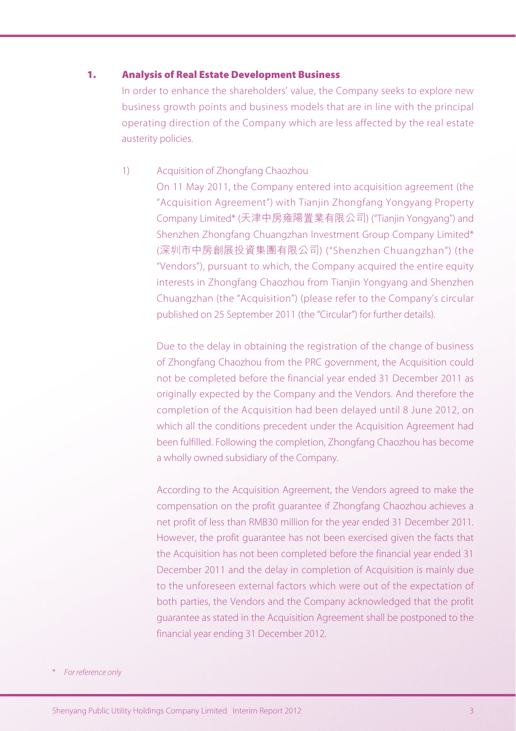## 1. Analysis of Real Estate Development Business

In order to enhance the shareholders' value, the Company seeks to explore new business growth points and business models that are in line with the principal operating direction of the Company which are less affected by the real estate austerity policies.

1) Acquisition of Zhongfang Chaozhou

On 11 May 2011, the Company entered into acquisition agreement (the "Acquisition Agreement") with Tianjin Zhongfang Yongyang Property Company Limited* (天津中房雍陽置業有限公司) ("Tianjin Yongyang") and Shenzhen Zhongfang Chuangzhan Investment Group Company Limited* (深圳市中房創展投資集團有限公司) ("Shenzhen Chuangzhan") (the "Vendors"), pursuant to which, the Company acquired the entire equity interests in Zhongfang Chaozhou from Tianjin Yongyang and Shenzhen Chuangzhan (the "Acquisition") (please refer to the Company's circular published on 25 September 2011 (the "Circular") for further details).

Due to the delay in obtaining the registration of the change of business of Zhongfang Chaozhou from the PRC government, the Acquisition could not be completed before the financial year ended 31 December 2011 as originally expected by the Company and the Vendors. And therefore the completion of the Acquisition had been delayed until 8 June 2012, on which all the conditions precedent under the Acquisition Agreement had been fulfilled. Following the completion, Zhongfang Chaozhou has become a wholly owned subsidiary of the Company.

According to the Acquisition Agreement, the Vendors agreed to make the compensation on the profit guarantee if Zhongfang Chaozhou achieves a net profit of less than RMB30 million for the year ended 31 December 2011. However, the profit guarantee has not been exercised given the facts that the Acquisition has not been completed before the financial year ended 31 December 2011 and the delay in completion of Acquisition is mainly due to the unforeseen external factors which were out of the expectation of both parties, the Vendors and the Company acknowledged that the profit guarantee as stated in the Acquisition Agreement shall be postponed to the financial year ending 31 December 2012.

\* *For reference only*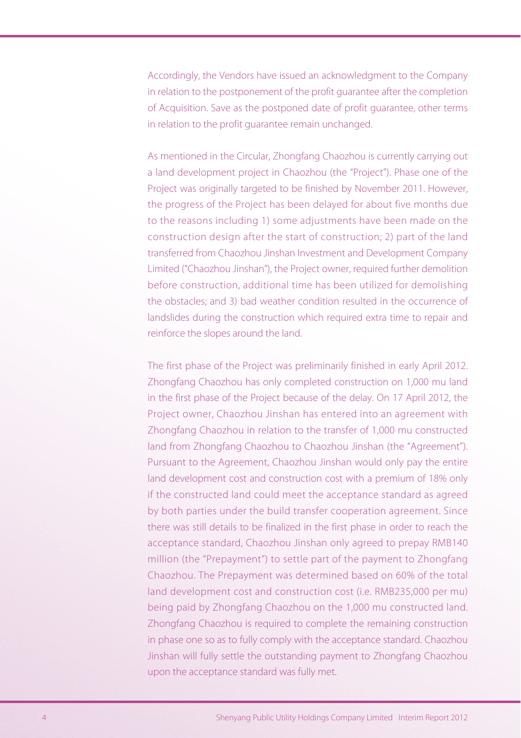Accordingly, the Vendors have issued an acknowledgment to the Company in relation to the postponement of the profit guarantee after the completion of Acquisition. Save as the postponed date of profit guarantee, other terms in relation to the profit guarantee remain unchanged.

As mentioned in the Circular, Zhongfang Chaozhou is currently carrying out a land development project in Chaozhou (the "Project"). Phase one of the Project was originally targeted to be finished by November 2011. However, the progress of the Project has been delayed for about five months due to the reasons including 1) some adjustments have been made on the construction design after the start of construction; 2) part of the land transferred from Chaozhou Jinshan Investment and Development Company Limited ("Chaozhou Jinshan"), the Project owner, required further demolition before construction, additional time has been utilized for demolishing the obstacles; and 3) bad weather condition resulted in the occurrence of landslides during the construction which required extra time to repair and reinforce the slopes around the land.

The first phase of the Project was preliminarily finished in early April 2012. Zhongfang Chaozhou has only completed construction on 1,000 mu land in the first phase of the Project because of the delay. On 17 April 2012, the Project owner, Chaozhou Jinshan has entered into an agreement with Zhongfang Chaozhou in relation to the transfer of 1,000 mu constructed land from Zhongfang Chaozhou to Chaozhou Jinshan (the "Agreement"). Pursuant to the Agreement, Chaozhou Jinshan would only pay the entire land development cost and construction cost with a premium of 18% only if the constructed land could meet the acceptance standard as agreed by both parties under the build transfer cooperation agreement. Since there was still details to be finalized in the first phase in order to reach the acceptance standard, Chaozhou Jinshan only agreed to prepay RMB140 million (the "Prepayment") to settle part of the payment to Zhongfang Chaozhou. The Prepayment was determined based on 60% of the total land development cost and construction cost (i.e. RMB235,000 per mu) being paid by Zhongfang Chaozhou on the 1,000 mu constructed land. Zhongfang Chaozhou is required to complete the remaining construction in phase one so as to fully comply with the acceptance standard. Chaozhou Jinshan will fully settle the outstanding payment to Zhongfang Chaozhou upon the acceptance standard was fully met.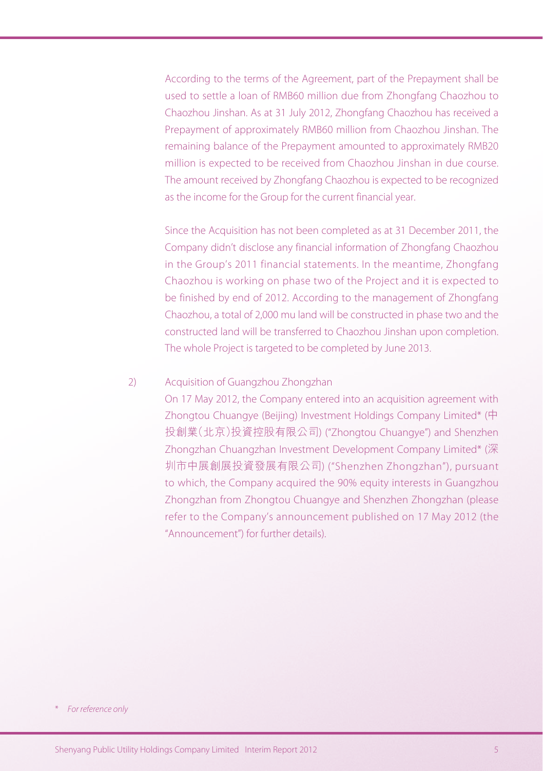According to the terms of the Agreement, part of the Prepayment shall be used to settle a loan of RMB60 million due from Zhongfang Chaozhou to Chaozhou Jinshan. As at 31 July 2012, Zhongfang Chaozhou has received a Prepayment of approximately RMB60 million from Chaozhou Jinshan. The remaining balance of the Prepayment amounted to approximately RMB20 million is expected to be received from Chaozhou Jinshan in due course. The amount received by Zhongfang Chaozhou is expected to be recognized as the income for the Group for the current financial year.

Since the Acquisition has not been completed as at 31 December 2011, the Company didn't disclose any financial information of Zhongfang Chaozhou in the Group's 2011 financial statements. In the meantime, Zhongfang Chaozhou is working on phase two of the Project and it is expected to be finished by end of 2012. According to the management of Zhongfang Chaozhou, a total of 2,000 mu land will be constructed in phase two and the constructed land will be transferred to Chaozhou Jinshan upon completion. The whole Project is targeted to be completed by June 2013.

2) Acquisition of Guangzhou Zhongzhan

On 17 May 2012, the Company entered into an acquisition agreement with Zhongtou Chuangye (Beijing) Investment Holdings Company Limited* (中投創業(北京)投資控股有限公司) ("Zhongtou Chuangye") and Shenzhen Zhongzhan Chuangzhan Investment Development Company Limited* (深圳市中展創展投資發展有限公司) ("Shenzhen Zhongzhan"), pursuant to which, the Company acquired the 90% equity interests in Guangzhou Zhongzhan from Zhongtou Chuangye and Shenzhen Zhongzhan (please refer to the Company's announcement published on 17 May 2012 (the "Announcement") for further details).

\* *For reference only*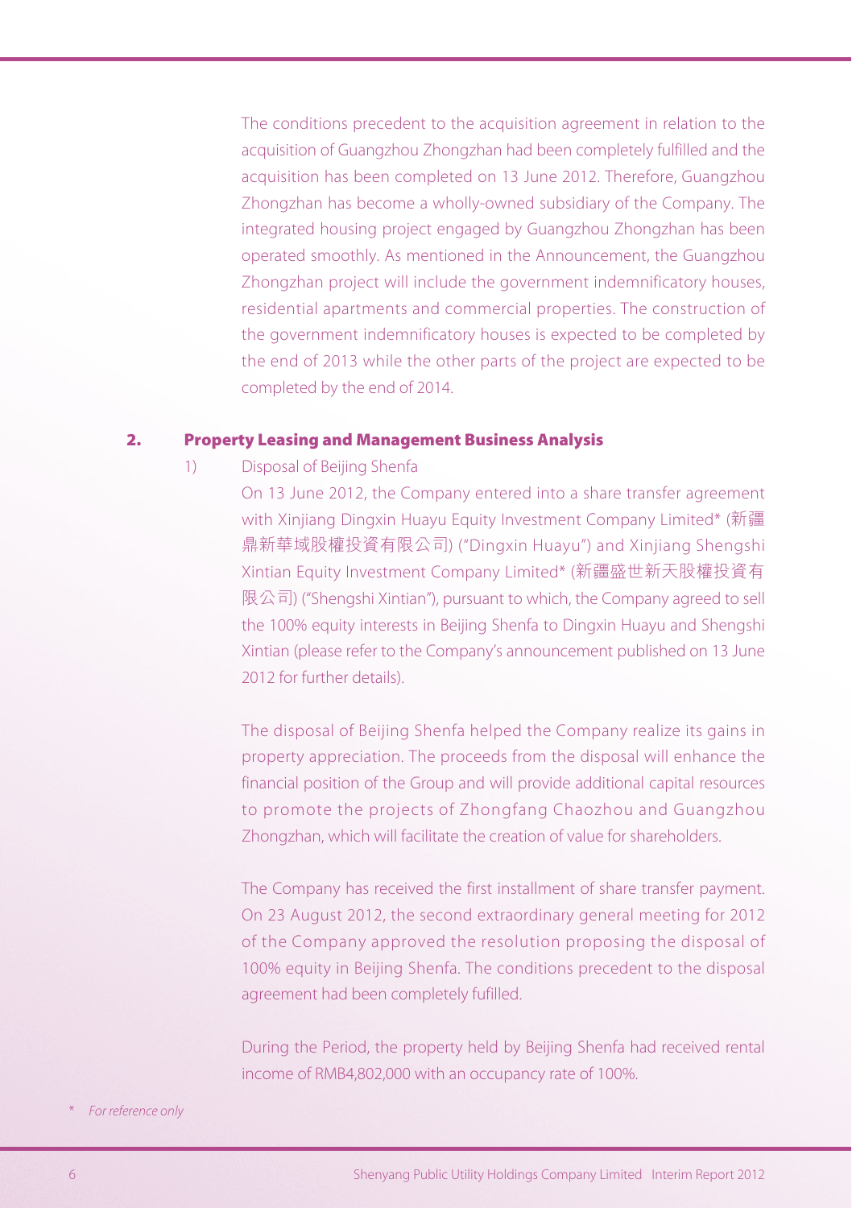The conditions precedent to the acquisition agreement in relation to the acquisition of Guangzhou Zhongzhan had been completely fulfilled and the acquisition has been completed on 13 June 2012. Therefore, Guangzhou Zhongzhan has become a wholly-owned subsidiary of the Company. The integrated housing project engaged by Guangzhou Zhongzhan has been operated smoothly. As mentioned in the Announcement, the Guangzhou Zhongzhan project will include the government indemnificatory houses, residential apartments and commercial properties. The construction of the government indemnificatory houses is expected to be completed by the end of 2013 while the other parts of the project are expected to be completed by the end of 2014.

## 2. Property Leasing and Management Business Analysis

1) Disposal of Beijing Shenfa

On 13 June 2012, the Company entered into a share transfer agreement with Xinjiang Dingxin Huayu Equity Investment Company Limited* (新疆鼎新華域股權投資有限公司) ("Dingxin Huayu") and Xinjiang Shengshi Xintian Equity Investment Company Limited* (新疆盛世新天股權投資有限公司) ("Shengshi Xintian"), pursuant to which, the Company agreed to sell the 100% equity interests in Beijing Shenfa to Dingxin Huayu and Shengshi Xintian (please refer to the Company's announcement published on 13 June 2012 for further details).

The disposal of Beijing Shenfa helped the Company realize its gains in property appreciation. The proceeds from the disposal will enhance the financial position of the Group and will provide additional capital resources to promote the projects of Zhongfang Chaozhou and Guangzhou Zhongzhan, which will facilitate the creation of value for shareholders.

The Company has received the first installment of share transfer payment. On 23 August 2012, the second extraordinary general meeting for 2012 of the Company approved the resolution proposing the disposal of 100% equity in Beijing Shenfa. The conditions precedent to the disposal agreement had been completely fufilled.

During the Period, the property held by Beijing Shenfa had received rental income of RMB4,802,000 with an occupancy rate of 100%.

\* *For reference only*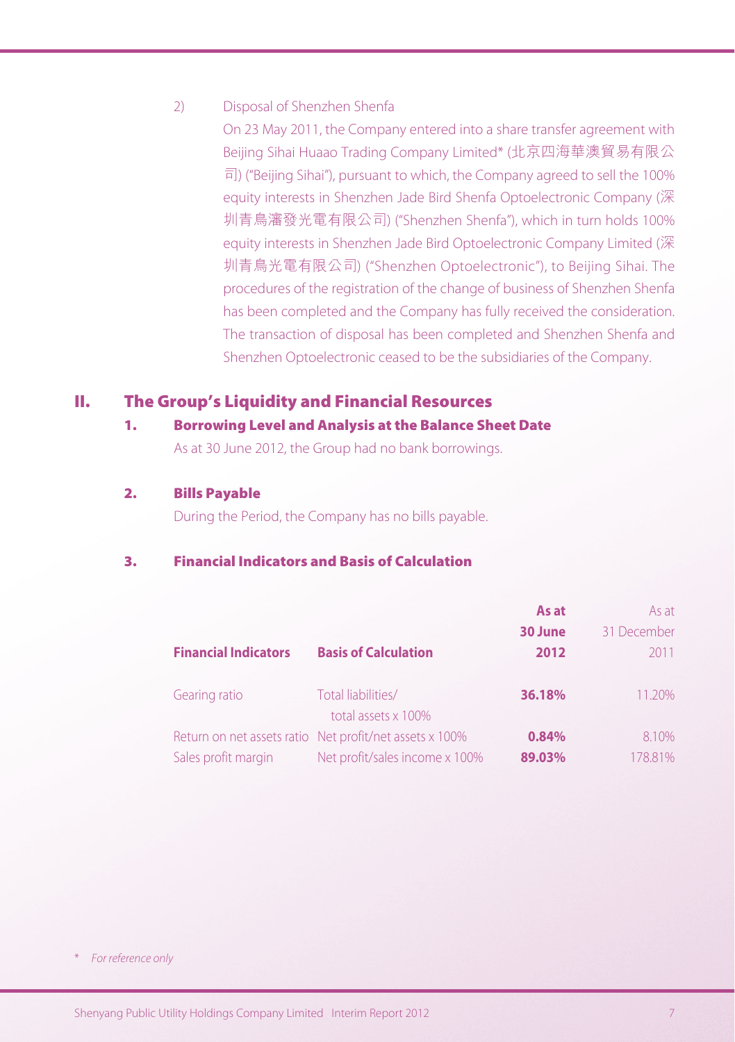2) Disposal of Shenzhen Shenfa

On 23 May 2011, the Company entered into a share transfer agreement with Beijing Sihai Huaao Trading Company Limited* (北京四海華澳貿易有限公司) ("Beijing Sihai"), pursuant to which, the Company agreed to sell the 100% equity interests in Shenzhen Jade Bird Shenfa Optoelectronic Company (深圳青鳥瀋發光電有限公司) ("Shenzhen Shenfa"), which in turn holds 100% equity interests in Shenzhen Jade Bird Optoelectronic Company Limited (深圳青鳥光電有限公司) ("Shenzhen Optoelectronic"), to Beijing Sihai. The procedures of the registration of the change of business of Shenzhen Shenfa has been completed and the Company has fully received the consideration. The transaction of disposal has been completed and Shenzhen Shenfa and Shenzhen Optoelectronic ceased to be the subsidiaries of the Company.

## II. The Group's Liquidity and Financial Resources

### 1. Borrowing Level and Analysis at the Balance Sheet Date

As at 30 June 2012, the Group had no bank borrowings.

### 2. Bills Payable

During the Period, the Company has no bills payable.

### 3. Financial Indicators and Basis of Calculation

| Financial Indicators | Basis of Calculation | **As at 30 June 2012** | As at 31 December 2011 |
|---|---|---|---|
| Gearing ratio | Total liabilities/ total assets x 100% | **36.18%** | 11.20% |
| Return on net assets ratio | Net profit/net assets x 100% | **0.84%** | 8.10% |
| Sales profit margin | Net profit/sales income x 100% | **89.03%** | 178.81% |

\* *For reference only*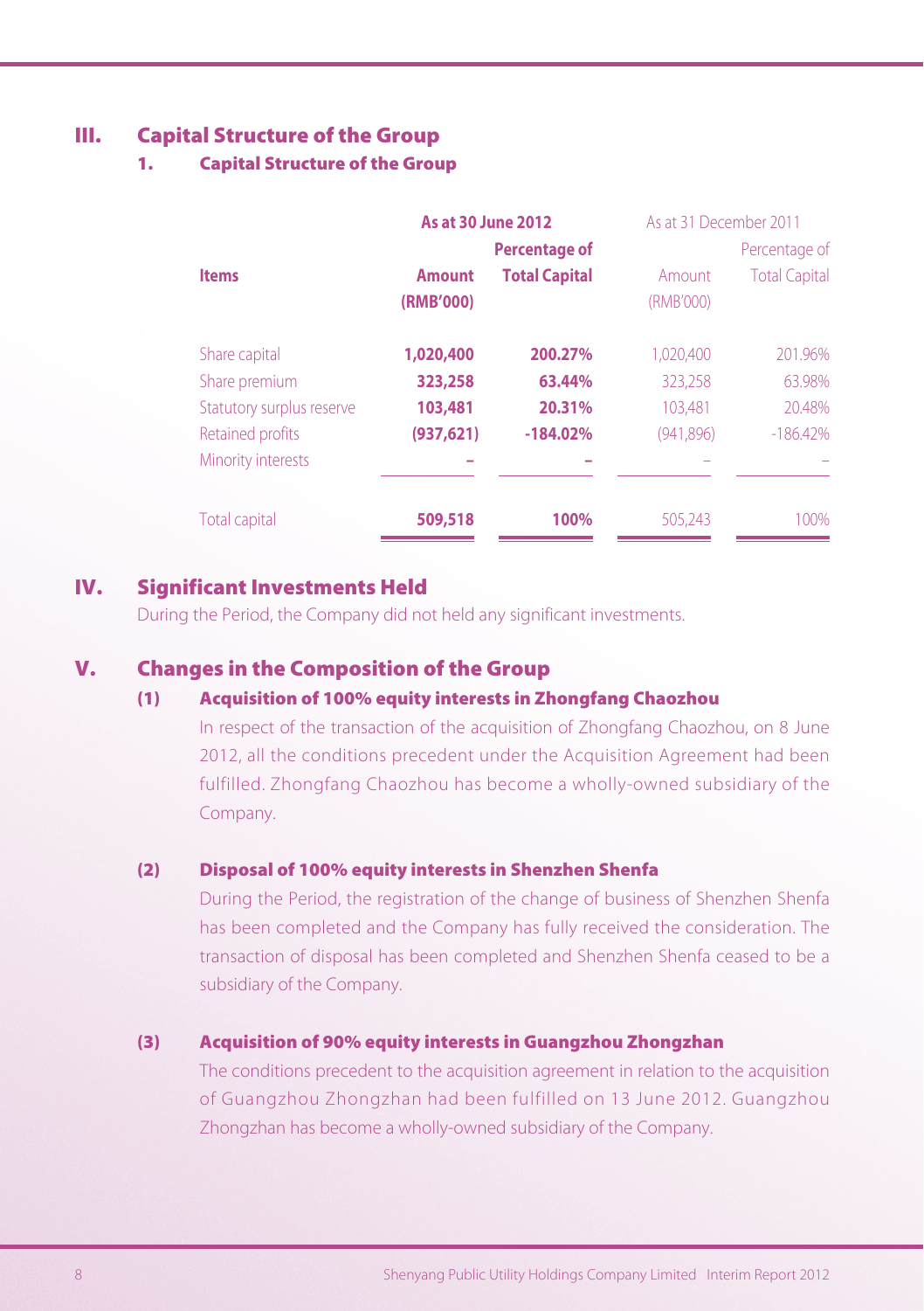## III. Capital Structure of the Group

### 1. Capital Structure of the Group

| Items | As at 30 June 2012 | | As at 31 December 2011 | |
|---|---|---|---|---|
| | **Amount (RMB'000)** | **Percentage of Total Capital** | Amount (RMB'000) | Percentage of Total Capital |
| Share capital | **1,020,400** | **200.27%** | 1,020,400 | 201.96% |
| Share premium | **323,258** | **63.44%** | 323,258 | 63.98% |
| Statutory surplus reserve | **103,481** | **20.31%** | 103,481 | 20.48% |
| Retained profits | **(937,621)** | **-184.02%** | (941,896) | -186.42% |
| Minority interests | **–** | **–** | – | – |
| Total capital | **509,518** | **100%** | 505,243 | 100% |

## IV. Significant Investments Held

During the Period, the Company did not held any significant investments.

## V. Changes in the Composition of the Group

### (1) Acquisition of 100% equity interests in Zhongfang Chaozhou

In respect of the transaction of the acquisition of Zhongfang Chaozhou, on 8 June 2012, all the conditions precedent under the Acquisition Agreement had been fulfilled. Zhongfang Chaozhou has become a wholly-owned subsidiary of the Company.

### (2) Disposal of 100% equity interests in Shenzhen Shenfa

During the Period, the registration of the change of business of Shenzhen Shenfa has been completed and the Company has fully received the consideration. The transaction of disposal has been completed and Shenzhen Shenfa ceased to be a subsidiary of the Company.

### (3) Acquisition of 90% equity interests in Guangzhou Zhongzhan

The conditions precedent to the acquisition agreement in relation to the acquisition of Guangzhou Zhongzhan had been fulfilled on 13 June 2012. Guangzhou Zhongzhan has become a wholly-owned subsidiary of the Company.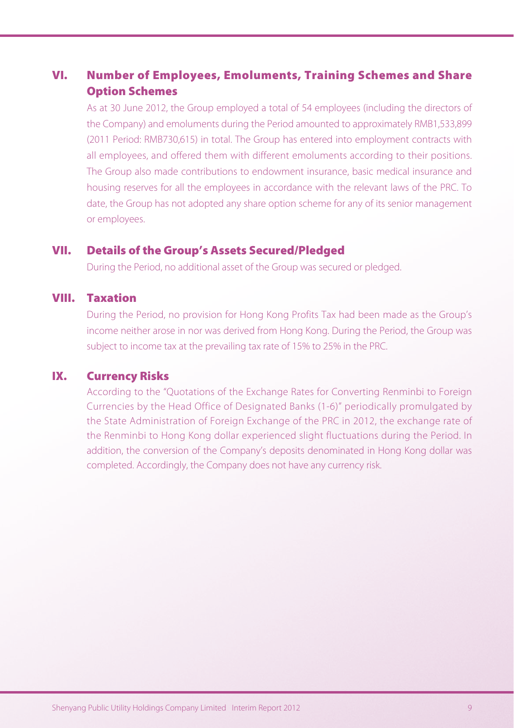## VI. Number of Employees, Emoluments, Training Schemes and Share Option Schemes

As at 30 June 2012, the Group employed a total of 54 employees (including the directors of the Company) and emoluments during the Period amounted to approximately RMB1,533,899 (2011 Period: RMB730,615) in total. The Group has entered into employment contracts with all employees, and offered them with different emoluments according to their positions. The Group also made contributions to endowment insurance, basic medical insurance and housing reserves for all the employees in accordance with the relevant laws of the PRC. To date, the Group has not adopted any share option scheme for any of its senior management or employees.

## VII. Details of the Group's Assets Secured/Pledged

During the Period, no additional asset of the Group was secured or pledged.

## VIII. Taxation

During the Period, no provision for Hong Kong Profits Tax had been made as the Group's income neither arose in nor was derived from Hong Kong. During the Period, the Group was subject to income tax at the prevailing tax rate of 15% to 25% in the PRC.

## IX. Currency Risks

According to the "Quotations of the Exchange Rates for Converting Renminbi to Foreign Currencies by the Head Office of Designated Banks (1-6)" periodically promulgated by the State Administration of Foreign Exchange of the PRC in 2012, the exchange rate of the Renminbi to Hong Kong dollar experienced slight fluctuations during the Period. In addition, the conversion of the Company's deposits denominated in Hong Kong dollar was completed. Accordingly, the Company does not have any currency risk.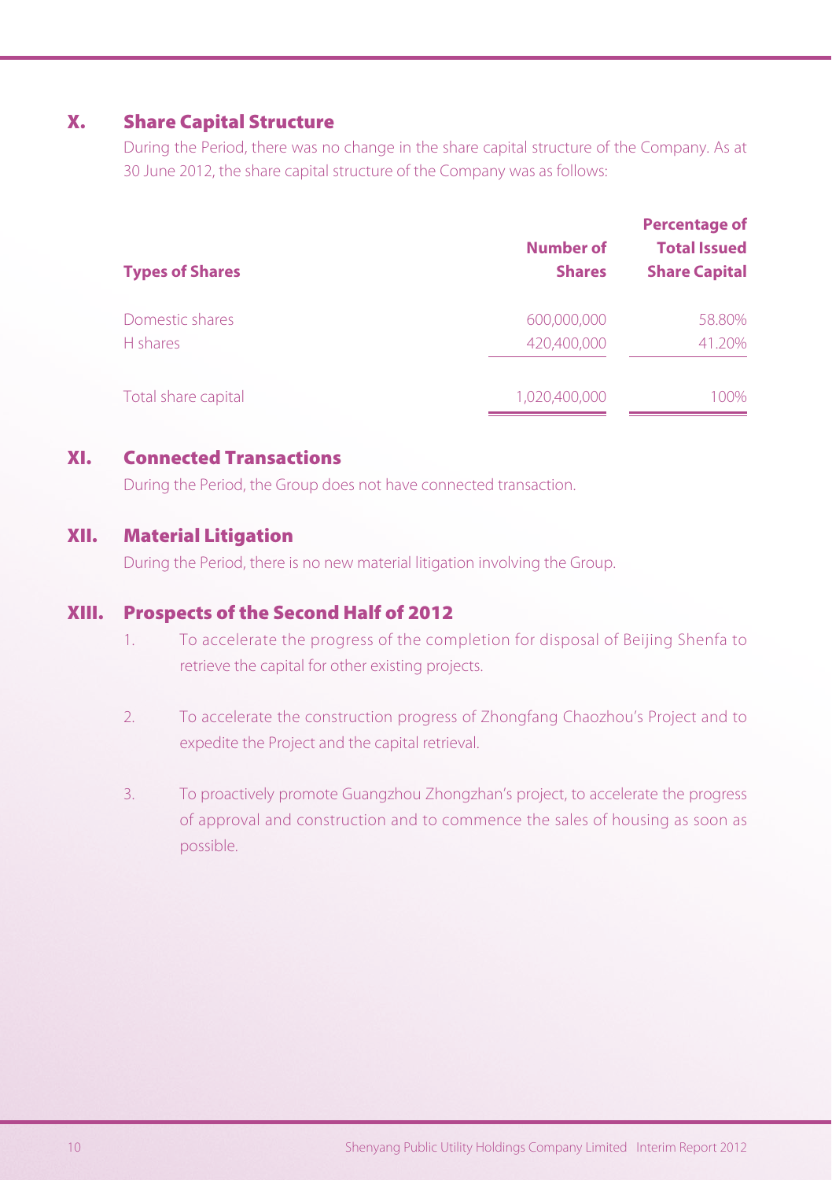## X. Share Capital Structure

During the Period, there was no change in the share capital structure of the Company. As at 30 June 2012, the share capital structure of the Company was as follows:

| Types of Shares | Number of Shares | Percentage of Total Issued Share Capital |
|---|---|---|
| Domestic shares | 600,000,000 | 58.80% |
| H shares | 420,400,000 | 41.20% |
| Total share capital | 1,020,400,000 | 100% |

## XI. Connected Transactions

During the Period, the Group does not have connected transaction.

## XII. Material Litigation

During the Period, there is no new material litigation involving the Group.

## XIII. Prospects of the Second Half of 2012

1. To accelerate the progress of the completion for disposal of Beijing Shenfa to retrieve the capital for other existing projects.

2. To accelerate the construction progress of Zhongfang Chaozhou's Project and to expedite the Project and the capital retrieval.

3. To proactively promote Guangzhou Zhongzhan's project, to accelerate the progress of approval and construction and to commence the sales of housing as soon as possible.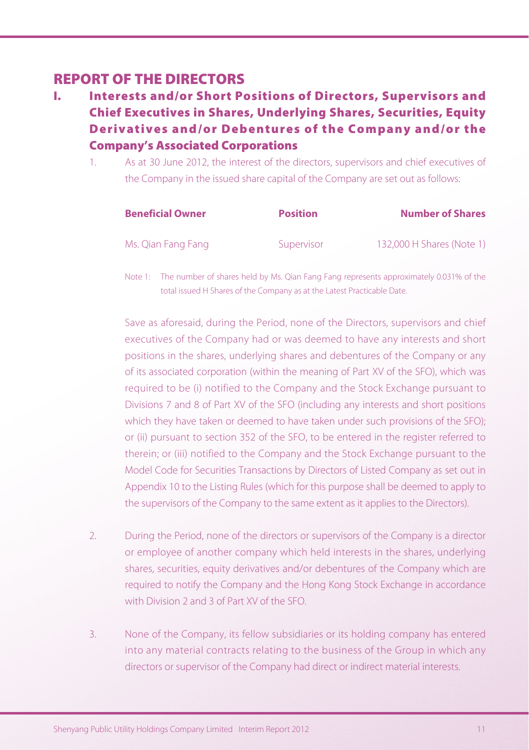# REPORT OF THE DIRECTORS

## I. Interests and/or Short Positions of Directors, Supervisors and Chief Executives in Shares, Underlying Shares, Securities, Equity Derivatives and/or Debentures of the Company and/or the Company's Associated Corporations

1. As at 30 June 2012, the interest of the directors, supervisors and chief executives of the Company in the issued share capital of the Company are set out as follows:

| **Beneficial Owner** | **Position** | **Number of Shares** |
|---|---|---|
| Ms. Qian Fang Fang | Supervisor | 132,000 H Shares (Note 1) |

Note 1: The number of shares held by Ms. Qian Fang Fang represents approximately 0.031% of the total issued H Shares of the Company as at the Latest Practicable Date.

Save as aforesaid, during the Period, none of the Directors, supervisors and chief executives of the Company had or was deemed to have any interests and short positions in the shares, underlying shares and debentures of the Company or any of its associated corporation (within the meaning of Part XV of the SFO), which was required to be (i) notified to the Company and the Stock Exchange pursuant to Divisions 7 and 8 of Part XV of the SFO (including any interests and short positions which they have taken or deemed to have taken under such provisions of the SFO); or (ii) pursuant to section 352 of the SFO, to be entered in the register referred to therein; or (iii) notified to the Company and the Stock Exchange pursuant to the Model Code for Securities Transactions by Directors of Listed Company as set out in Appendix 10 to the Listing Rules (which for this purpose shall be deemed to apply to the supervisors of the Company to the same extent as it applies to the Directors).

2. During the Period, none of the directors or supervisors of the Company is a director or employee of another company which held interests in the shares, underlying shares, securities, equity derivatives and/or debentures of the Company which are required to notify the Company and the Hong Kong Stock Exchange in accordance with Division 2 and 3 of Part XV of the SFO.

3. None of the Company, its fellow subsidiaries or its holding company has entered into any material contracts relating to the business of the Group in which any directors or supervisor of the Company had direct or indirect material interests.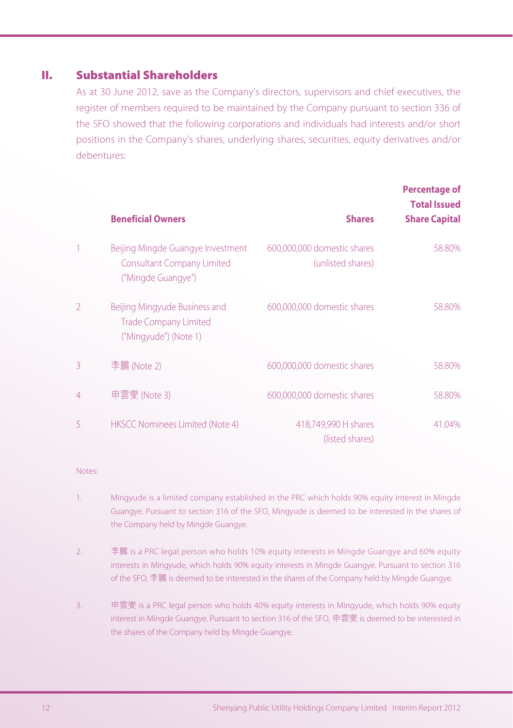## II. Substantial Shareholders

As at 30 June 2012, save as the Company's directors, supervisors and chief executives, the register of members required to be maintained by the Company pursuant to section 336 of the SFO showed that the following corporations and individuals had interests and/or short positions in the Company's shares, underlying shares, securities, equity derivatives and/or debentures:

| | Beneficial Owners | Shares | Percentage of Total Issued Share Capital |
|---|---|---|---|
| 1 | Beijing Mingde Guangye Investment Consultant Company Limited ("Mingde Guangye") | 600,000,000 domestic shares (unlisted shares) | 58.80% |
| 2 | Beijing Mingyude Business and Trade Company Limited ("Mingyude") (Note 1) | 600,000,000 domestic shares | 58.80% |
| 3 | 李鵬 (Note 2) | 600,000,000 domestic shares | 58.80% |
| 4 | 申雲燮 (Note 3) | 600,000,000 domestic shares | 58.80% |
| 5 | HKSCC Nominees Limited (Note 4) | 418,749,990 H shares (listed shares) | 41.04% |

Notes:

1. Mingyude is a limited company established in the PRC which holds 90% equity interest in Mingde Guangye. Pursuant to section 316 of the SFO, Mingyude is deemed to be interested in the shares of the Company held by Mingde Guangye.

2. 李鵬 is a PRC legal person who holds 10% equity interests in Mingde Guangye and 60% equity interests in Mingyude, which holds 90% equity interests in Mingde Guangye. Pursuant to section 316 of the SFO, 李鵬 is deemed to be interested in the shares of the Company held by Mingde Guangye.

3. 申雲燮 is a PRC legal person who holds 40% equity interests in Mingyude, which holds 90% equity interest in Mingde Guangye. Pursuant to section 316 of the SFO, 申雲燮 is deemed to be interested in the shares of the Company held by Mingde Guangye.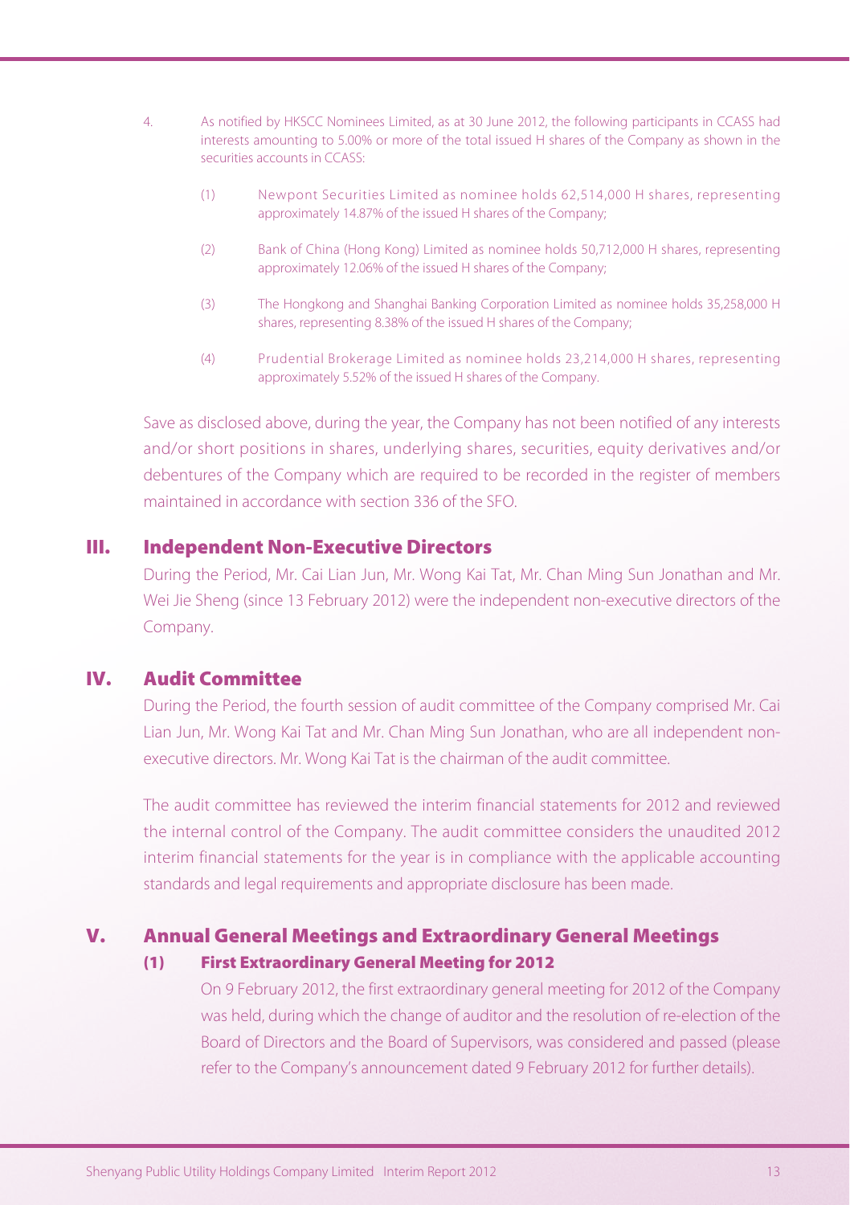4. As notified by HKSCC Nominees Limited, as at 30 June 2012, the following participants in CCASS had interests amounting to 5.00% or more of the total issued H shares of the Company as shown in the securities accounts in CCASS:

   (1) Newpont Securities Limited as nominee holds 62,514,000 H shares, representing approximately 14.87% of the issued H shares of the Company;

   (2) Bank of China (Hong Kong) Limited as nominee holds 50,712,000 H shares, representing approximately 12.06% of the issued H shares of the Company;

   (3) The Hongkong and Shanghai Banking Corporation Limited as nominee holds 35,258,000 H shares, representing 8.38% of the issued H shares of the Company;

   (4) Prudential Brokerage Limited as nominee holds 23,214,000 H shares, representing approximately 5.52% of the issued H shares of the Company.

Save as disclosed above, during the year, the Company has not been notified of any interests and/or short positions in shares, underlying shares, securities, equity derivatives and/or debentures of the Company which are required to be recorded in the register of members maintained in accordance with section 336 of the SFO.

## III. Independent Non-Executive Directors

During the Period, Mr. Cai Lian Jun, Mr. Wong Kai Tat, Mr. Chan Ming Sun Jonathan and Mr. Wei Jie Sheng (since 13 February 2012) were the independent non-executive directors of the Company.

## IV. Audit Committee

During the Period, the fourth session of audit committee of the Company comprised Mr. Cai Lian Jun, Mr. Wong Kai Tat and Mr. Chan Ming Sun Jonathan, who are all independent non-executive directors. Mr. Wong Kai Tat is the chairman of the audit committee.

The audit committee has reviewed the interim financial statements for 2012 and reviewed the internal control of the Company. The audit committee considers the unaudited 2012 interim financial statements for the year is in compliance with the applicable accounting standards and legal requirements and appropriate disclosure has been made.

## V. Annual General Meetings and Extraordinary General Meetings

### (1) First Extraordinary General Meeting for 2012

On 9 February 2012, the first extraordinary general meeting for 2012 of the Company was held, during which the change of auditor and the resolution of re-election of the Board of Directors and the Board of Supervisors, was considered and passed (please refer to the Company's announcement dated 9 February 2012 for further details).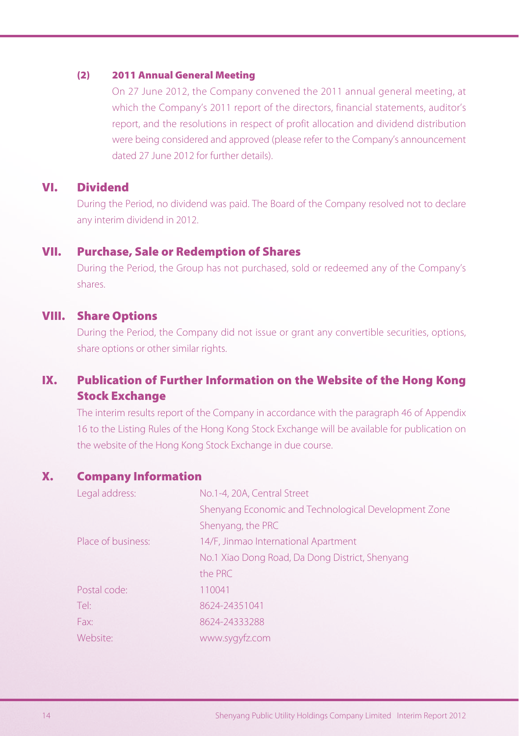### (2) 2011 Annual General Meeting

On 27 June 2012, the Company convened the 2011 annual general meeting, at which the Company's 2011 report of the directors, financial statements, auditor's report, and the resolutions in respect of profit allocation and dividend distribution were being considered and approved (please refer to the Company's announcement dated 27 June 2012 for further details).

## VI. Dividend

During the Period, no dividend was paid. The Board of the Company resolved not to declare any interim dividend in 2012.

## VII. Purchase, Sale or Redemption of Shares

During the Period, the Group has not purchased, sold or redeemed any of the Company's shares.

## VIII. Share Options

During the Period, the Company did not issue or grant any convertible securities, options, share options or other similar rights.

## IX. Publication of Further Information on the Website of the Hong Kong Stock Exchange

The interim results report of the Company in accordance with the paragraph 46 of Appendix 16 to the Listing Rules of the Hong Kong Stock Exchange will be available for publication on the website of the Hong Kong Stock Exchange in due course.

## X. Company Information

| | |
|---|---|
| Legal address: | No.1-4, 20A, Central Street<br>Shenyang Economic and Technological Development Zone<br>Shenyang, the PRC |
| Place of business: | 14/F, Jinmao International Apartment<br>No.1 Xiao Dong Road, Da Dong District, Shenyang<br>the PRC |
| Postal code: | 110041 |
| Tel: | 8624-24351041 |
| Fax: | 8624-24333288 |
| Website: | www.sygyfz.com |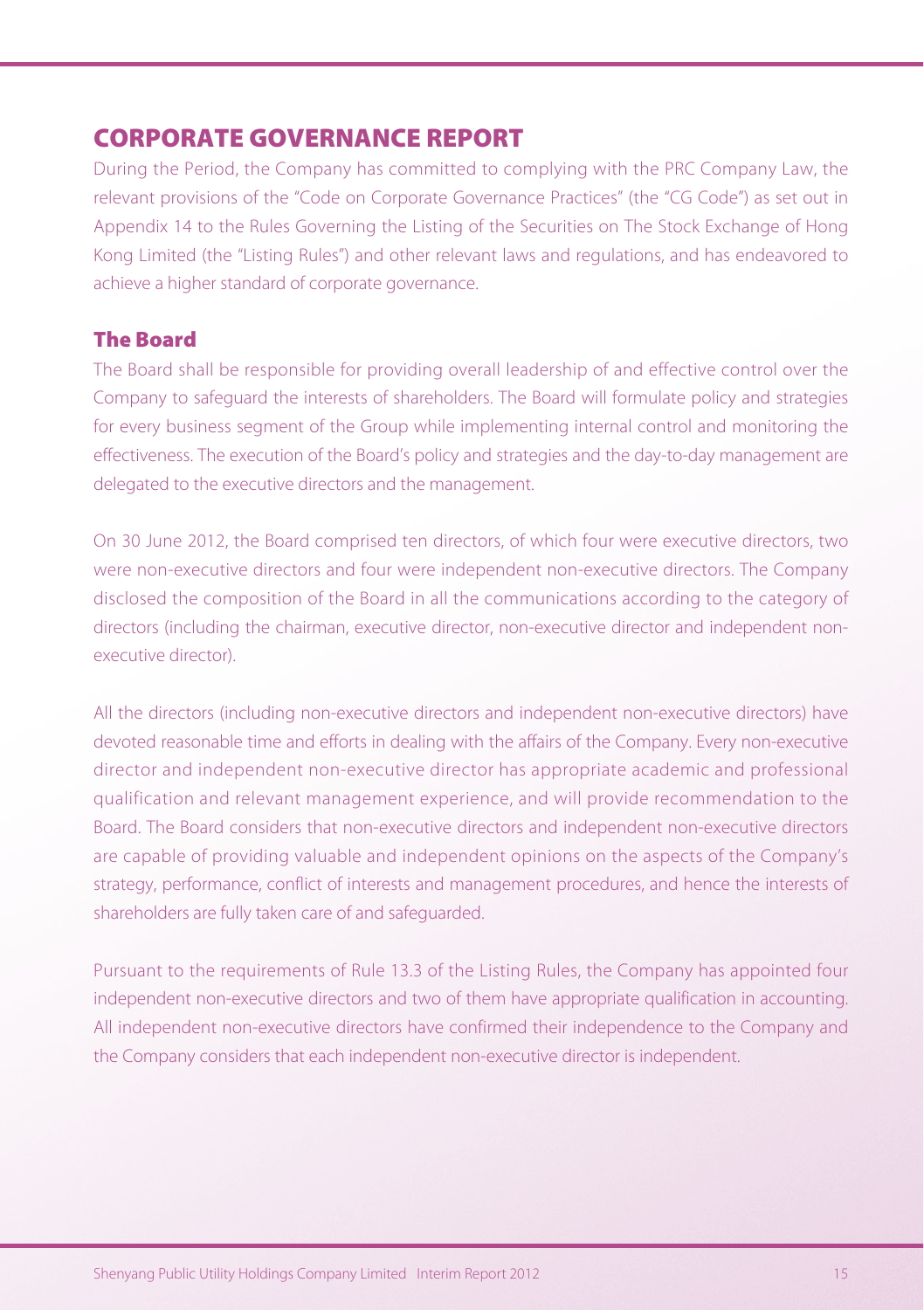# CORPORATE GOVERNANCE REPORT

During the Period, the Company has committed to complying with the PRC Company Law, the relevant provisions of the "Code on Corporate Governance Practices" (the "CG Code") as set out in Appendix 14 to the Rules Governing the Listing of the Securities on The Stock Exchange of Hong Kong Limited (the "Listing Rules") and other relevant laws and regulations, and has endeavored to achieve a higher standard of corporate governance.

## The Board

The Board shall be responsible for providing overall leadership of and effective control over the Company to safeguard the interests of shareholders. The Board will formulate policy and strategies for every business segment of the Group while implementing internal control and monitoring the effectiveness. The execution of the Board's policy and strategies and the day-to-day management are delegated to the executive directors and the management.

On 30 June 2012, the Board comprised ten directors, of which four were executive directors, two were non-executive directors and four were independent non-executive directors. The Company disclosed the composition of the Board in all the communications according to the category of directors (including the chairman, executive director, non-executive director and independent non-executive director).

All the directors (including non-executive directors and independent non-executive directors) have devoted reasonable time and efforts in dealing with the affairs of the Company. Every non-executive director and independent non-executive director has appropriate academic and professional qualification and relevant management experience, and will provide recommendation to the Board. The Board considers that non-executive directors and independent non-executive directors are capable of providing valuable and independent opinions on the aspects of the Company's strategy, performance, conflict of interests and management procedures, and hence the interests of shareholders are fully taken care of and safeguarded.

Pursuant to the requirements of Rule 13.3 of the Listing Rules, the Company has appointed four independent non-executive directors and two of them have appropriate qualification in accounting. All independent non-executive directors have confirmed their independence to the Company and the Company considers that each independent non-executive director is independent.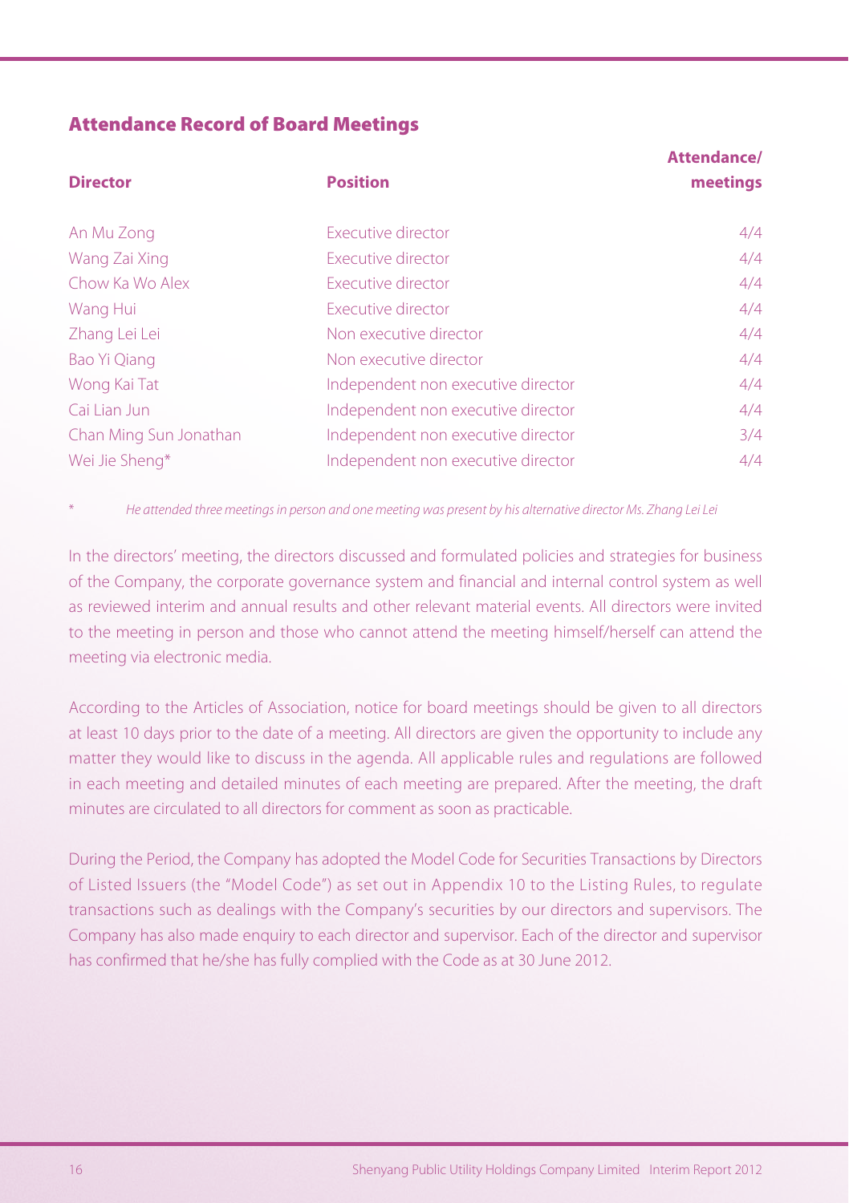## Attendance Record of Board Meetings

| Director | Position | Attendance/ meetings |
| --- | --- | --- |
| An Mu Zong | Executive director | 4/4 |
| Wang Zai Xing | Executive director | 4/4 |
| Chow Ka Wo Alex | Executive director | 4/4 |
| Wang Hui | Executive director | 4/4 |
| Zhang Lei Lei | Non executive director | 4/4 |
| Bao Yi Qiang | Non executive director | 4/4 |
| Wong Kai Tat | Independent non executive director | 4/4 |
| Cai Lian Jun | Independent non executive director | 4/4 |
| Chan Ming Sun Jonathan | Independent non executive director | 3/4 |
| Wei Jie Sheng* | Independent non executive director | 4/4 |

\* *He attended three meetings in person and one meeting was present by his alternative director Ms. Zhang Lei Lei*

In the directors' meeting, the directors discussed and formulated policies and strategies for business of the Company, the corporate governance system and financial and internal control system as well as reviewed interim and annual results and other relevant material events. All directors were invited to the meeting in person and those who cannot attend the meeting himself/herself can attend the meeting via electronic media.

According to the Articles of Association, notice for board meetings should be given to all directors at least 10 days prior to the date of a meeting. All directors are given the opportunity to include any matter they would like to discuss in the agenda. All applicable rules and regulations are followed in each meeting and detailed minutes of each meeting are prepared. After the meeting, the draft minutes are circulated to all directors for comment as soon as practicable.

During the Period, the Company has adopted the Model Code for Securities Transactions by Directors of Listed Issuers (the "Model Code") as set out in Appendix 10 to the Listing Rules, to regulate transactions such as dealings with the Company's securities by our directors and supervisors. The Company has also made enquiry to each director and supervisor. Each of the director and supervisor has confirmed that he/she has fully complied with the Code as at 30 June 2012.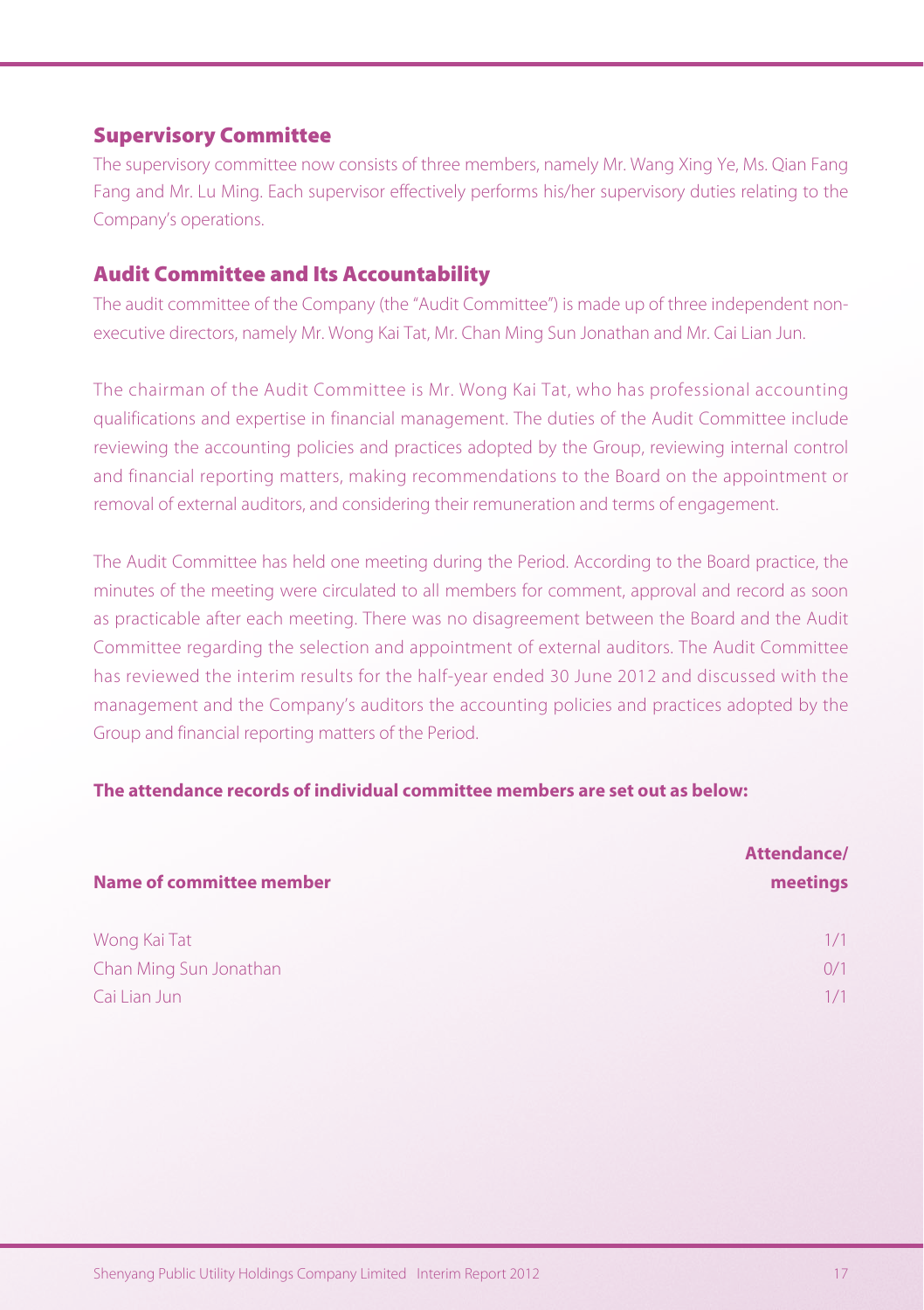## Supervisory Committee

The supervisory committee now consists of three members, namely Mr. Wang Xing Ye, Ms. Qian Fang Fang and Mr. Lu Ming. Each supervisor effectively performs his/her supervisory duties relating to the Company's operations.

## Audit Committee and Its Accountability

The audit committee of the Company (the "Audit Committee") is made up of three independent non-executive directors, namely Mr. Wong Kai Tat, Mr. Chan Ming Sun Jonathan and Mr. Cai Lian Jun.

The chairman of the Audit Committee is Mr. Wong Kai Tat, who has professional accounting qualifications and expertise in financial management. The duties of the Audit Committee include reviewing the accounting policies and practices adopted by the Group, reviewing internal control and financial reporting matters, making recommendations to the Board on the appointment or removal of external auditors, and considering their remuneration and terms of engagement.

The Audit Committee has held one meeting during the Period. According to the Board practice, the minutes of the meeting were circulated to all members for comment, approval and record as soon as practicable after each meeting. There was no disagreement between the Board and the Audit Committee regarding the selection and appointment of external auditors. The Audit Committee has reviewed the interim results for the half-year ended 30 June 2012 and discussed with the management and the Company's auditors the accounting policies and practices adopted by the Group and financial reporting matters of the Period.

**The attendance records of individual committee members are set out as below:**

| Name of committee member | Attendance/ meetings |
|---|---|
| Wong Kai Tat | 1/1 |
| Chan Ming Sun Jonathan | 0/1 |
| Cai Lian Jun | 1/1 |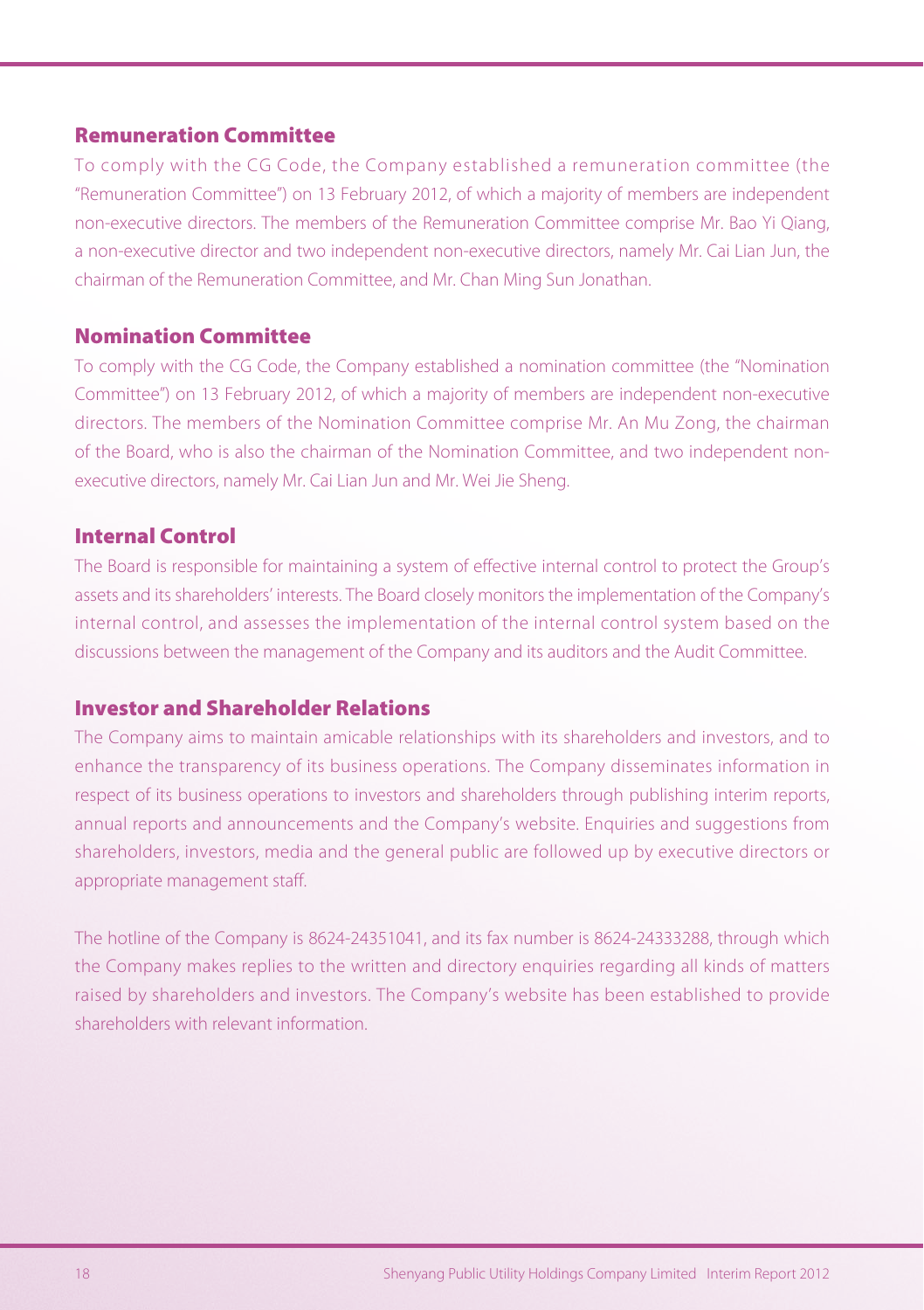## Remuneration Committee

To comply with the CG Code, the Company established a remuneration committee (the "Remuneration Committee") on 13 February 2012, of which a majority of members are independent non-executive directors. The members of the Remuneration Committee comprise Mr. Bao Yi Qiang, a non-executive director and two independent non-executive directors, namely Mr. Cai Lian Jun, the chairman of the Remuneration Committee, and Mr. Chan Ming Sun Jonathan.

## Nomination Committee

To comply with the CG Code, the Company established a nomination committee (the "Nomination Committee") on 13 February 2012, of which a majority of members are independent non-executive directors. The members of the Nomination Committee comprise Mr. An Mu Zong, the chairman of the Board, who is also the chairman of the Nomination Committee, and two independent non-executive directors, namely Mr. Cai Lian Jun and Mr. Wei Jie Sheng.

## Internal Control

The Board is responsible for maintaining a system of effective internal control to protect the Group's assets and its shareholders' interests. The Board closely monitors the implementation of the Company's internal control, and assesses the implementation of the internal control system based on the discussions between the management of the Company and its auditors and the Audit Committee.

## Investor and Shareholder Relations

The Company aims to maintain amicable relationships with its shareholders and investors, and to enhance the transparency of its business operations. The Company disseminates information in respect of its business operations to investors and shareholders through publishing interim reports, annual reports and announcements and the Company's website. Enquiries and suggestions from shareholders, investors, media and the general public are followed up by executive directors or appropriate management staff.

The hotline of the Company is 8624-24351041, and its fax number is 8624-24333288, through which the Company makes replies to the written and directory enquiries regarding all kinds of matters raised by shareholders and investors. The Company's website has been established to provide shareholders with relevant information.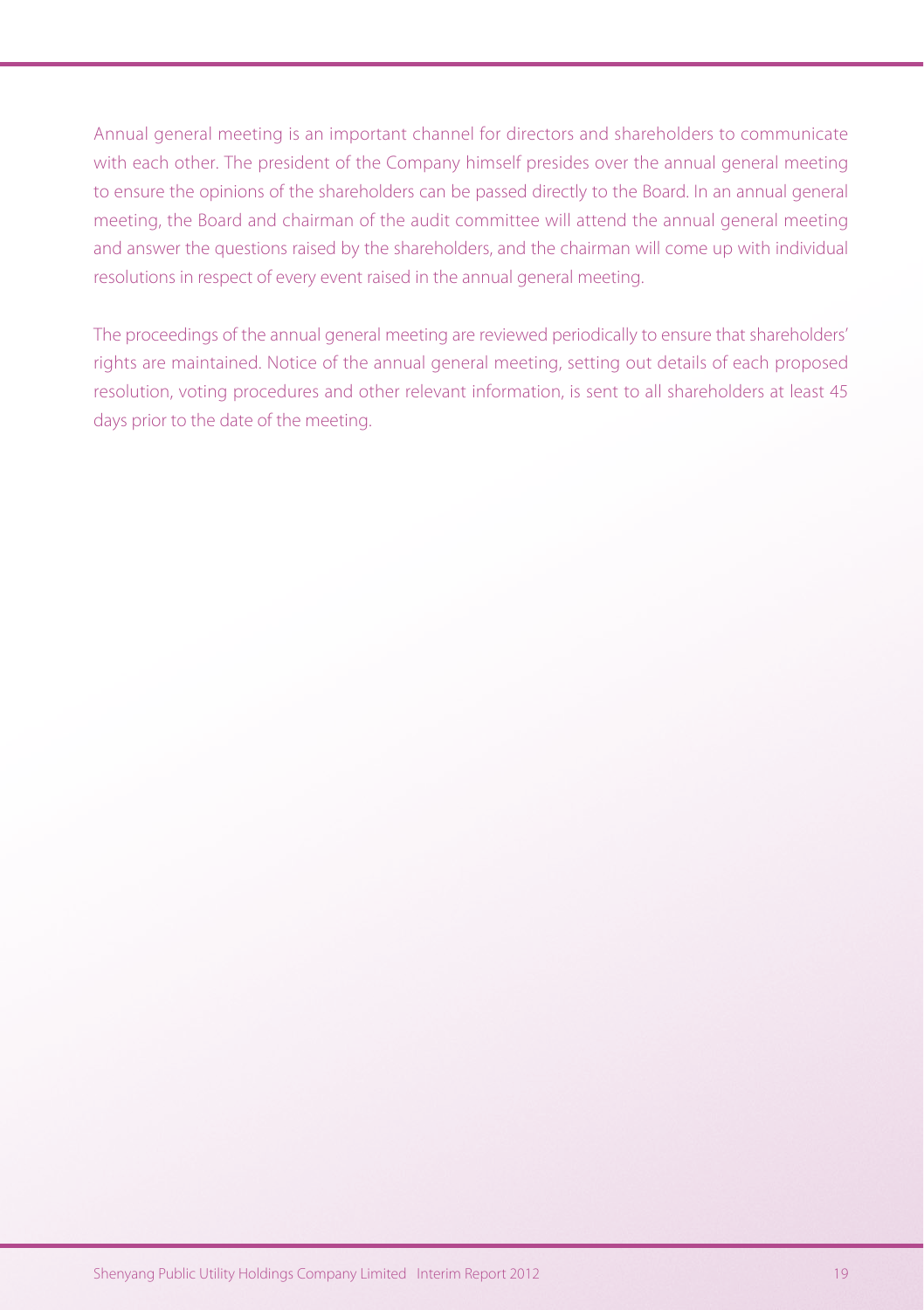Annual general meeting is an important channel for directors and shareholders to communicate with each other. The president of the Company himself presides over the annual general meeting to ensure the opinions of the shareholders can be passed directly to the Board. In an annual general meeting, the Board and chairman of the audit committee will attend the annual general meeting and answer the questions raised by the shareholders, and the chairman will come up with individual resolutions in respect of every event raised in the annual general meeting.

The proceedings of the annual general meeting are reviewed periodically to ensure that shareholders' rights are maintained. Notice of the annual general meeting, setting out details of each proposed resolution, voting procedures and other relevant information, is sent to all shareholders at least 45 days prior to the date of the meeting.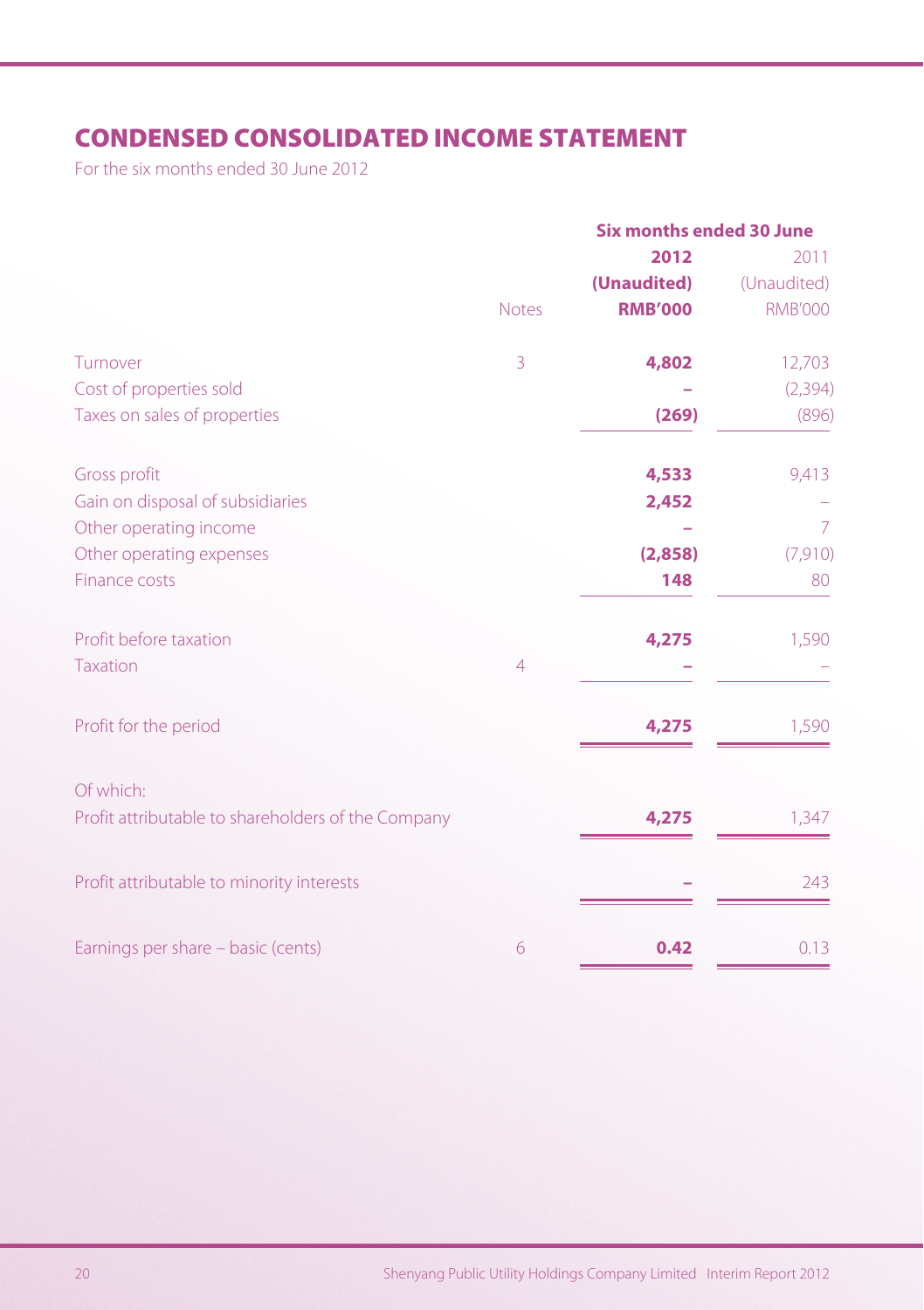# CONDENSED CONSOLIDATED INCOME STATEMENT

For the six months ended 30 June 2012

| | Notes | Six months ended 30 June | |
|---|---|---|---|
| | | **2012** | 2011 |
| | | **(Unaudited)** | (Unaudited) |
| | | **RMB'000** | RMB'000 |
| Turnover | 3 | **4,802** | 12,703 |
| Cost of properties sold | | **–** | (2,394) |
| Taxes on sales of properties | | **(269)** | (896) |
| Gross profit | | **4,533** | 9,413 |
| Gain on disposal of subsidiaries | | **2,452** | – |
| Other operating income | | **–** | 7 |
| Other operating expenses | | **(2,858)** | (7,910) |
| Finance costs | | **148** | 80 |
| Profit before taxation | | **4,275** | 1,590 |
| Taxation | 4 | **–** | – |
| Profit for the period | | **4,275** | 1,590 |
| Of which: | | | |
| Profit attributable to shareholders of the Company | | **4,275** | 1,347 |
| Profit attributable to minority interests | | **–** | 243 |
| Earnings per share – basic (cents) | 6 | **0.42** | 0.13 |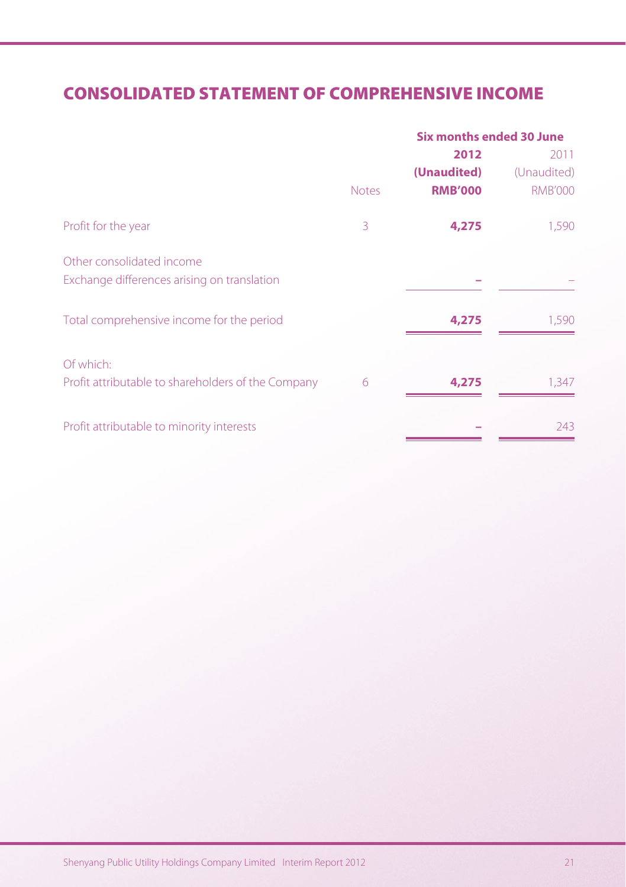# CONSOLIDATED STATEMENT OF COMPREHENSIVE INCOME

| | | Six months ended 30 June | |
|---|---|---|---|
| | | **2012** | 2011 |
| | | **(Unaudited)** | (Unaudited) |
| | Notes | **RMB'000** | RMB'000 |
| Profit for the year | 3 | **4,275** | 1,590 |
| Other consolidated income | | | |
| Exchange differences arising on translation | | **–** | – |
| Total comprehensive income for the period | | **4,275** | 1,590 |
| Of which: | | | |
| Profit attributable to shareholders of the Company | 6 | **4,275** | 1,347 |
| Profit attributable to minority interests | | **–** | 243 |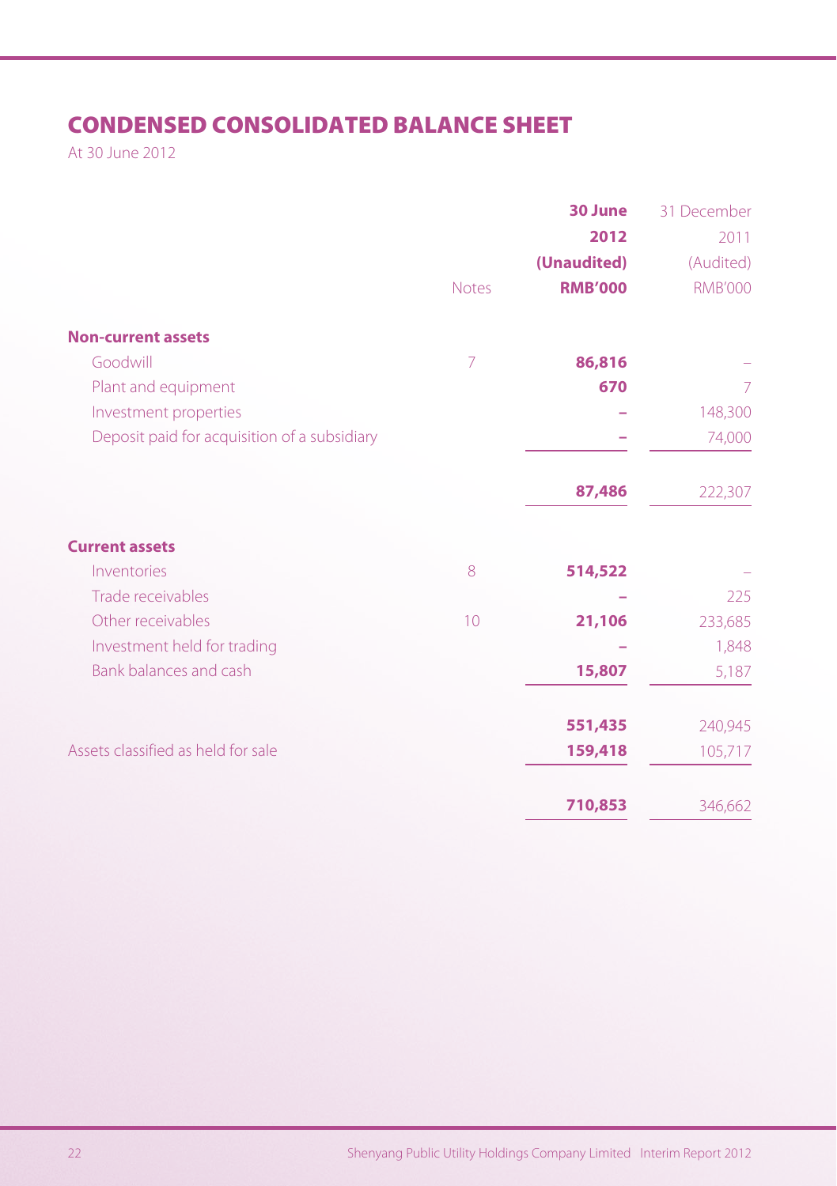# CONDENSED CONSOLIDATED BALANCE SHEET

At 30 June 2012

| | Notes | 30 June 2012 (Unaudited) RMB'000 | 31 December 2011 (Audited) RMB'000 |
|---|---|---|---|
| **Non-current assets** | | | |
| Goodwill | 7 | **86,816** | – |
| Plant and equipment | | **670** | 7 |
| Investment properties | | **–** | 148,300 |
| Deposit paid for acquisition of a subsidiary | | **–** | 74,000 |
| | | **87,486** | 222,307 |
| **Current assets** | | | |
| Inventories | 8 | **514,522** | – |
| Trade receivables | | **–** | 225 |
| Other receivables | 10 | **21,106** | 233,685 |
| Investment held for trading | | **–** | 1,848 |
| Bank balances and cash | | **15,807** | 5,187 |
| | | **551,435** | 240,945 |
| Assets classified as held for sale | | **159,418** | 105,717 |
| | | **710,853** | 346,662 |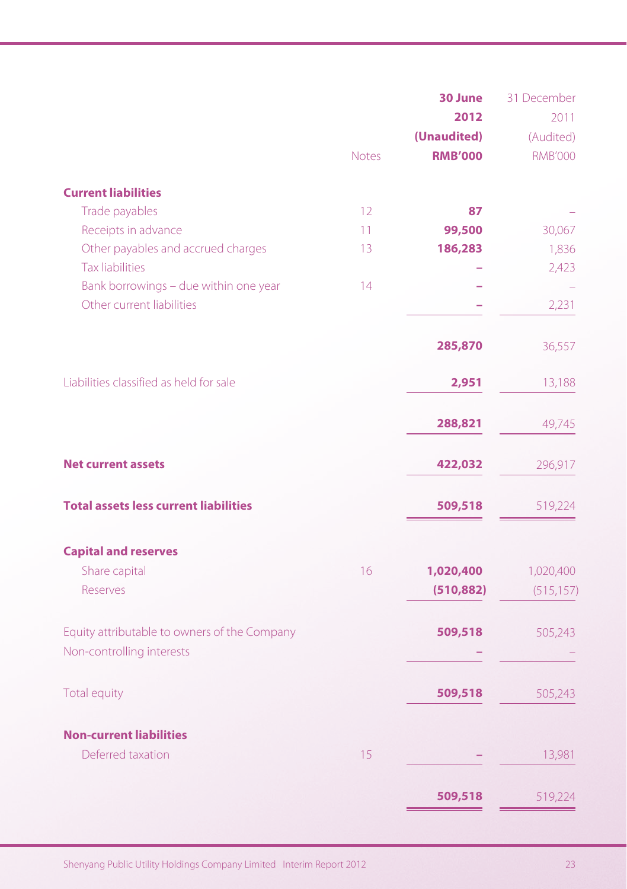| | Notes | **30 June 2012 (Unaudited) RMB'000** | 31 December 2011 (Audited) RMB'000 |
|---|---|---|---|
| **Current liabilities** | | | |
| Trade payables | 12 | **87** | – |
| Receipts in advance | 11 | **99,500** | 30,067 |
| Other payables and accrued charges | 13 | **186,283** | 1,836 |
| Tax liabilities | | **–** | 2,423 |
| Bank borrowings – due within one year | 14 | **–** | – |
| Other current liabilities | | **–** | 2,231 |
| | | **285,870** | 36,557 |
| Liabilities classified as held for sale | | **2,951** | 13,188 |
| | | **288,821** | 49,745 |
| **Net current assets** | | **422,032** | 296,917 |
| **Total assets less current liabilities** | | **509,518** | 519,224 |
| **Capital and reserves** | | | |
| Share capital | 16 | **1,020,400** | 1,020,400 |
| Reserves | | **(510,882)** | (515,157) |
| Equity attributable to owners of the Company | | **509,518** | 505,243 |
| Non-controlling interests | | **–** | – |
| Total equity | | **509,518** | 505,243 |
| **Non-current liabilities** | | | |
| Deferred taxation | 15 | **–** | 13,981 |
| | | **509,518** | 519,224 |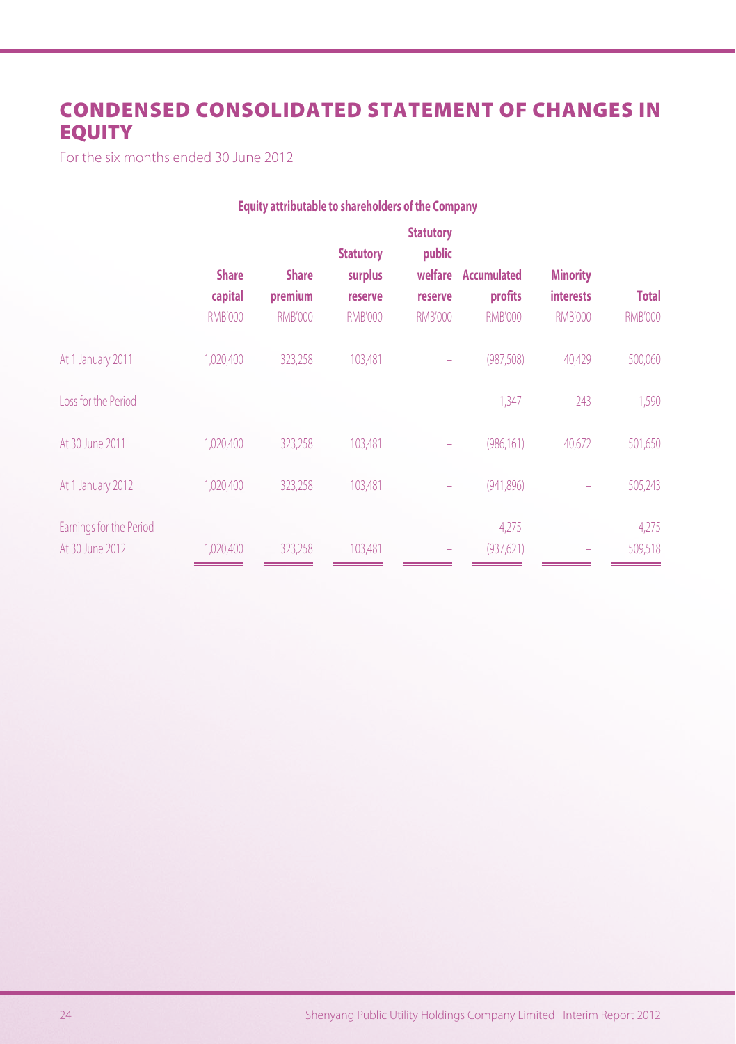# CONDENSED CONSOLIDATED STATEMENT OF CHANGES IN EQUITY

For the six months ended 30 June 2012

| | Equity attributable to shareholders of the Company | | | | | | |
|---|---|---|---|---|---|---|---|
| | **Share capital** | **Share premium** | **Statutory surplus reserve** | **Statutory public welfare reserve** | **Accumulated profits** | **Minority interests** | **Total** |
| | RMB'000 | RMB'000 | RMB'000 | RMB'000 | RMB'000 | RMB'000 | RMB'000 |
| At 1 January 2011 | 1,020,400 | 323,258 | 103,481 | – | (987,508) | 40,429 | 500,060 |
| Loss for the Period | | | | – | 1,347 | 243 | 1,590 |
| At 30 June 2011 | 1,020,400 | 323,258 | 103,481 | – | (986,161) | 40,672 | 501,650 |
| At 1 January 2012 | 1,020,400 | 323,258 | 103,481 | – | (941,896) | – | 505,243 |
| Earnings for the Period | | | | – | 4,275 | – | 4,275 |
| At 30 June 2012 | 1,020,400 | 323,258 | 103,481 | – | (937,621) | – | 509,518 |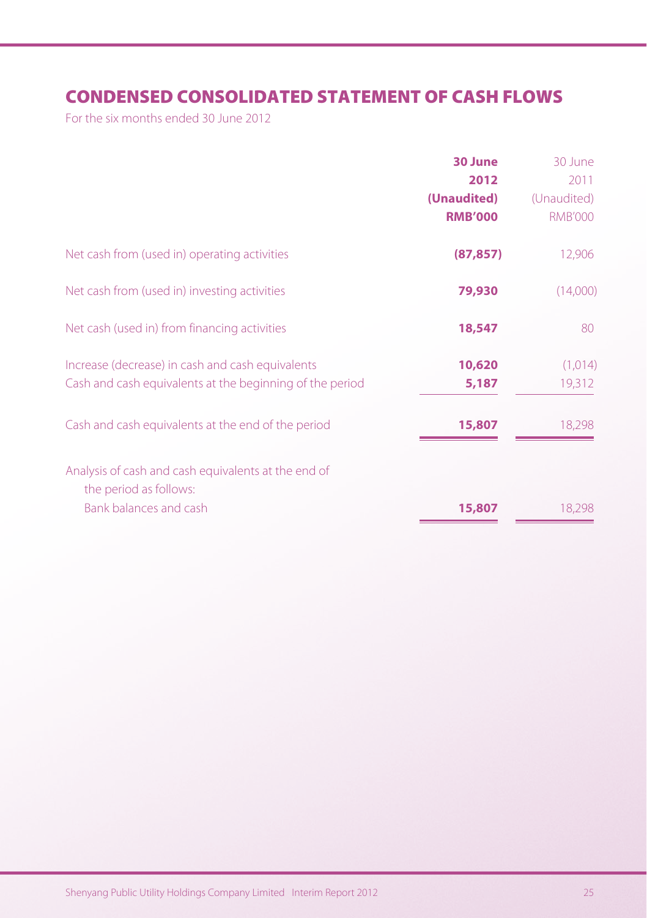# CONDENSED CONSOLIDATED STATEMENT OF CASH FLOWS

For the six months ended 30 June 2012

| | **30 June 2012 (Unaudited) RMB'000** | 30 June 2011 (Unaudited) RMB'000 |
|---|---|---|
| Net cash from (used in) operating activities | **(87,857)** | 12,906 |
| Net cash from (used in) investing activities | **79,930** | (14,000) |
| Net cash (used in) from financing activities | **18,547** | 80 |
| Increase (decrease) in cash and cash equivalents | **10,620** | (1,014) |
| Cash and cash equivalents at the beginning of the period | **5,187** | 19,312 |
| Cash and cash equivalents at the end of the period | **15,807** | 18,298 |
| Analysis of cash and cash equivalents at the end of the period as follows: | | |
| Bank balances and cash | **15,807** | 18,298 |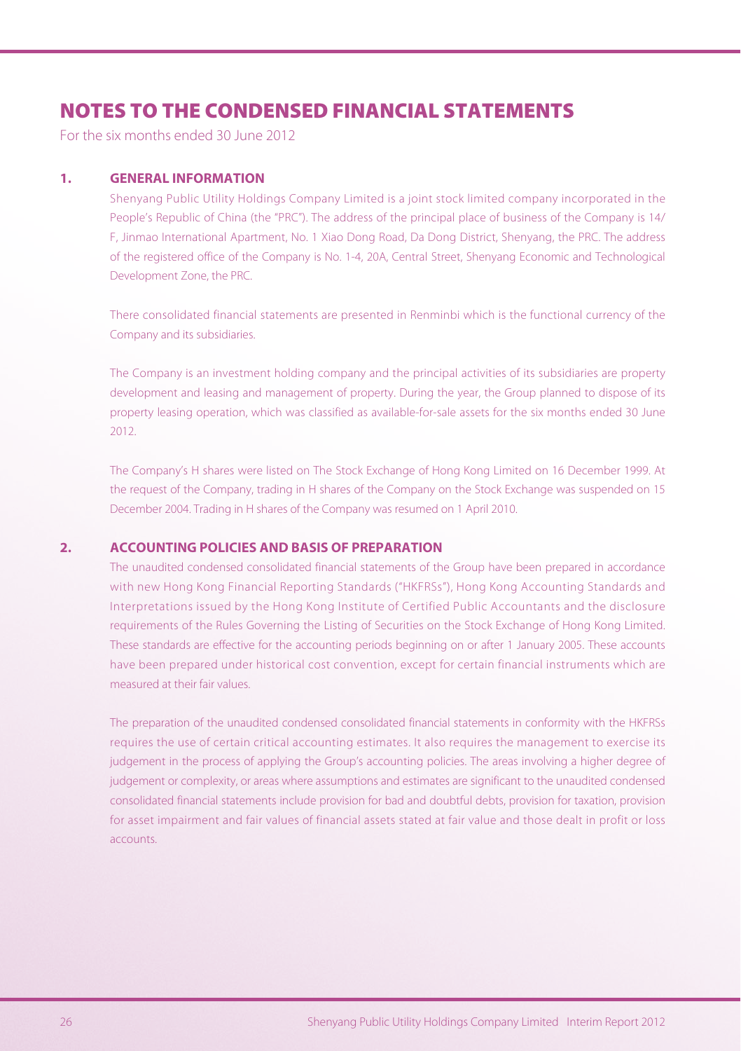# NOTES TO THE CONDENSED FINANCIAL STATEMENTS

For the six months ended 30 June 2012

## 1. GENERAL INFORMATION

Shenyang Public Utility Holdings Company Limited is a joint stock limited company incorporated in the People's Republic of China (the "PRC"). The address of the principal place of business of the Company is 14/F, Jinmao International Apartment, No. 1 Xiao Dong Road, Da Dong District, Shenyang, the PRC. The address of the registered office of the Company is No. 1-4, 20A, Central Street, Shenyang Economic and Technological Development Zone, the PRC.

There consolidated financial statements are presented in Renminbi which is the functional currency of the Company and its subsidiaries.

The Company is an investment holding company and the principal activities of its subsidiaries are property development and leasing and management of property. During the year, the Group planned to dispose of its property leasing operation, which was classified as available-for-sale assets for the six months ended 30 June 2012.

The Company's H shares were listed on The Stock Exchange of Hong Kong Limited on 16 December 1999. At the request of the Company, trading in H shares of the Company on the Stock Exchange was suspended on 15 December 2004. Trading in H shares of the Company was resumed on 1 April 2010.

## 2. ACCOUNTING POLICIES AND BASIS OF PREPARATION

The unaudited condensed consolidated financial statements of the Group have been prepared in accordance with new Hong Kong Financial Reporting Standards ("HKFRSs"), Hong Kong Accounting Standards and Interpretations issued by the Hong Kong Institute of Certified Public Accountants and the disclosure requirements of the Rules Governing the Listing of Securities on the Stock Exchange of Hong Kong Limited. These standards are effective for the accounting periods beginning on or after 1 January 2005. These accounts have been prepared under historical cost convention, except for certain financial instruments which are measured at their fair values.

The preparation of the unaudited condensed consolidated financial statements in conformity with the HKFRSs requires the use of certain critical accounting estimates. It also requires the management to exercise its judgement in the process of applying the Group's accounting policies. The areas involving a higher degree of judgement or complexity, or areas where assumptions and estimates are significant to the unaudited condensed consolidated financial statements include provision for bad and doubtful debts, provision for taxation, provision for asset impairment and fair values of financial assets stated at fair value and those dealt in profit or loss accounts.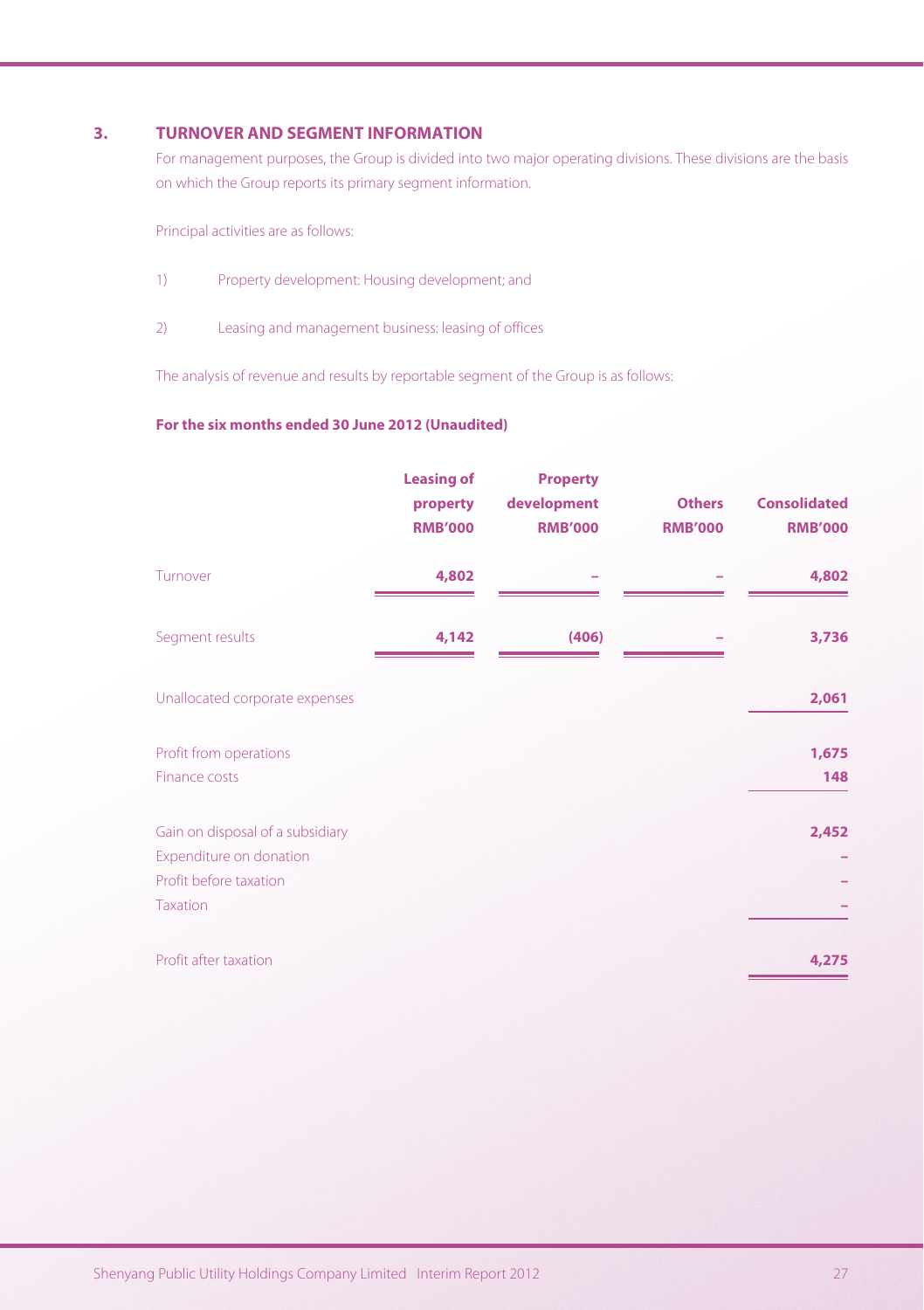## 3. TURNOVER AND SEGMENT INFORMATION

For management purposes, the Group is divided into two major operating divisions. These divisions are the basis on which the Group reports its primary segment information.

Principal activities are as follows:

1) Property development: Housing development; and

2) Leasing and management business: leasing of offices

The analysis of revenue and results by reportable segment of the Group is as follows:

**For the six months ended 30 June 2012 (Unaudited)**

| | Leasing of property RMB'000 | Property development RMB'000 | Others RMB'000 | Consolidated RMB'000 |
|---|---|---|---|---|
| Turnover | 4,802 | – | – | 4,802 |
| Segment results | 4,142 | (406) | – | 3,736 |
| Unallocated corporate expenses | | | | 2,061 |
| Profit from operations | | | | 1,675 |
| Finance costs | | | | 148 |
| Gain on disposal of a subsidiary | | | | 2,452 |
| Expenditure on donation | | | | – |
| Profit before taxation | | | | – |
| Taxation | | | | – |
| Profit after taxation | | | | 4,275 |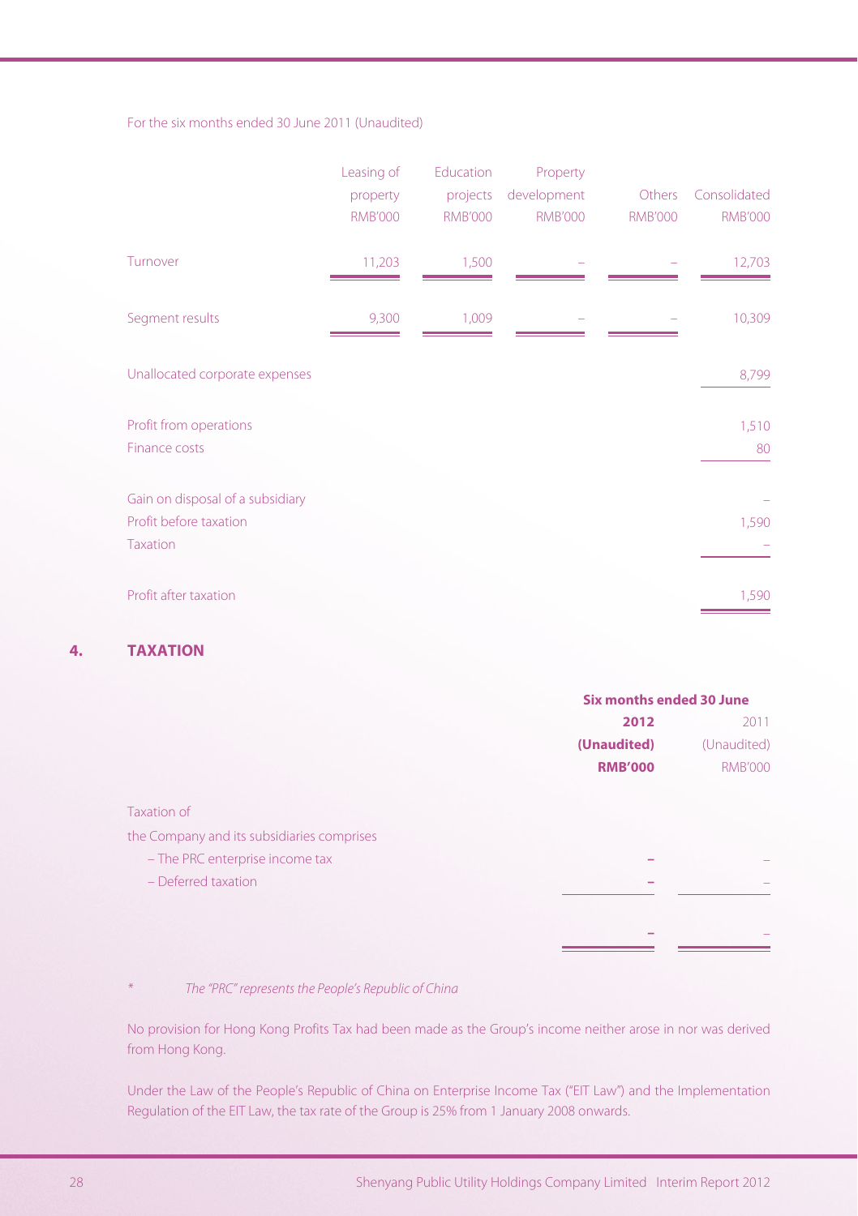For the six months ended 30 June 2011 (Unaudited)

| | Leasing of property RMB'000 | Education projects RMB'000 | Property development RMB'000 | Others RMB'000 | Consolidated RMB'000 |
|---|---|---|---|---|---|
| Turnover | 11,203 | 1,500 | – | – | 12,703 |
| Segment results | 9,300 | 1,009 | – | – | 10,309 |
| Unallocated corporate expenses | | | | | 8,799 |
| Profit from operations | | | | | 1,510 |
| Finance costs | | | | | 80 |
| Gain on disposal of a subsidiary | | | | | – |
| Profit before taxation | | | | | 1,590 |
| Taxation | | | | | – |
| Profit after taxation | | | | | 1,590 |

## 4. TAXATION

| | Six months ended 30 June | |
|---|---|---|
| | **2012** | 2011 |
| | **(Unaudited)** | (Unaudited) |
| | **RMB'000** | RMB'000 |
| Taxation of the Company and its subsidiaries comprises | | |
| – The PRC enterprise income tax | **–** | – |
| – Deferred taxation | **–** | – |
| | **–** | – |

\* *The "PRC" represents the People's Republic of China*

No provision for Hong Kong Profits Tax had been made as the Group's income neither arose in nor was derived from Hong Kong.

Under the Law of the People's Republic of China on Enterprise Income Tax ("EIT Law") and the Implementation Regulation of the EIT Law, the tax rate of the Group is 25% from 1 January 2008 onwards.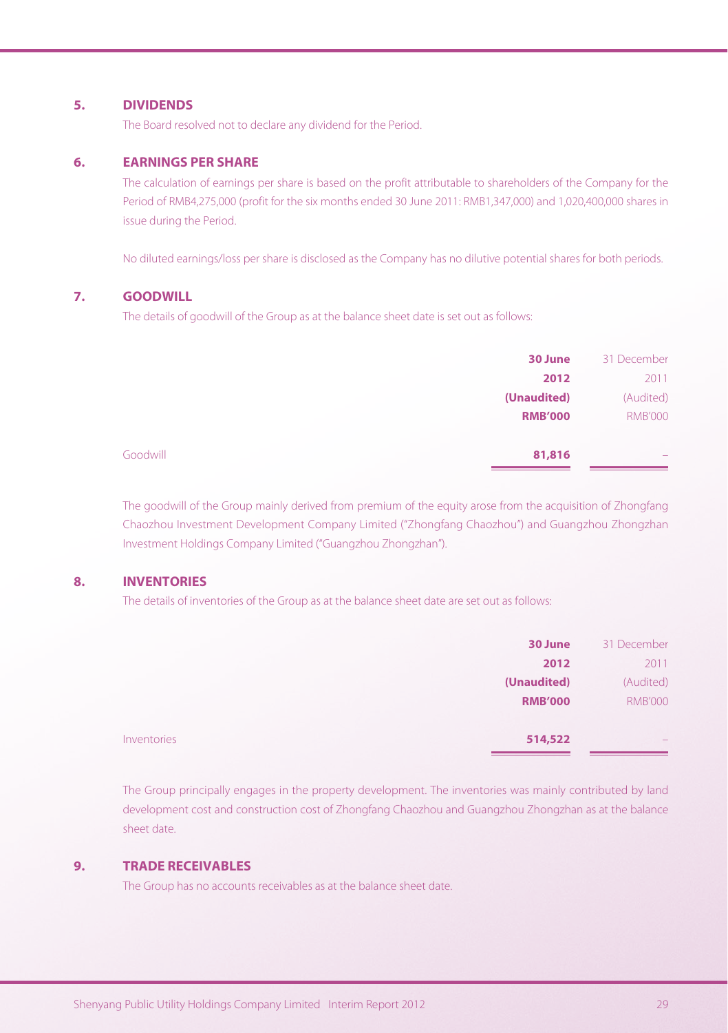## 5. DIVIDENDS

The Board resolved not to declare any dividend for the Period.

## 6. EARNINGS PER SHARE

The calculation of earnings per share is based on the profit attributable to shareholders of the Company for the Period of RMB4,275,000 (profit for the six months ended 30 June 2011: RMB1,347,000) and 1,020,400,000 shares in issue during the Period.

No diluted earnings/loss per share is disclosed as the Company has no dilutive potential shares for both periods.

## 7. GOODWILL

The details of goodwill of the Group as at the balance sheet date is set out as follows:

| | **30 June 2012 (Unaudited) RMB'000** | 31 December 2011 (Audited) RMB'000 |
|---|---|---|
| Goodwill | **81,816** | – |

The goodwill of the Group mainly derived from premium of the equity arose from the acquisition of Zhongfang Chaozhou Investment Development Company Limited ("Zhongfang Chaozhou") and Guangzhou Zhongzhan Investment Holdings Company Limited ("Guangzhou Zhongzhan").

## 8. INVENTORIES

The details of inventories of the Group as at the balance sheet date are set out as follows:

| | **30 June 2012 (Unaudited) RMB'000** | 31 December 2011 (Audited) RMB'000 |
|---|---|---|
| Inventories | **514,522** | – |

The Group principally engages in the property development. The inventories was mainly contributed by land development cost and construction cost of Zhongfang Chaozhou and Guangzhou Zhongzhan as at the balance sheet date.

## 9. TRADE RECEIVABLES

The Group has no accounts receivables as at the balance sheet date.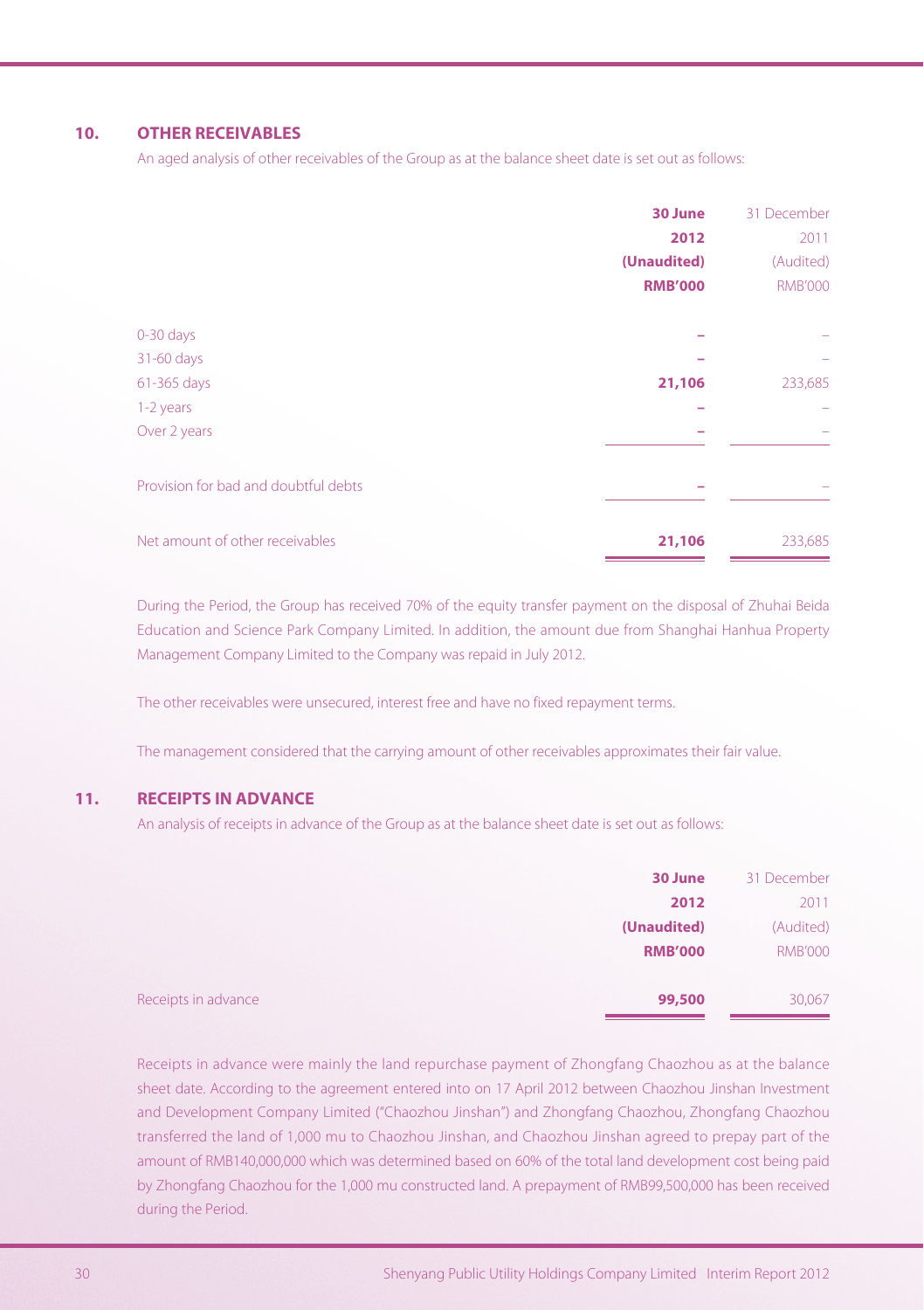## 10. OTHER RECEIVABLES

An aged analysis of other receivables of the Group as at the balance sheet date is set out as follows:

| | **30 June 2012 (Unaudited) RMB'000** | 31 December 2011 (Audited) RMB'000 |
|---|---|---|
| 0-30 days | **–** | – |
| 31-60 days | **–** | – |
| 61-365 days | **21,106** | 233,685 |
| 1-2 years | **–** | – |
| Over 2 years | **–** | – |
| Provision for bad and doubtful debts | **–** | – |
| Net amount of other receivables | **21,106** | 233,685 |

During the Period, the Group has received 70% of the equity transfer payment on the disposal of Zhuhai Beida Education and Science Park Company Limited. In addition, the amount due from Shanghai Hanhua Property Management Company Limited to the Company was repaid in July 2012.

The other receivables were unsecured, interest free and have no fixed repayment terms.

The management considered that the carrying amount of other receivables approximates their fair value.

## 11. RECEIPTS IN ADVANCE

An analysis of receipts in advance of the Group as at the balance sheet date is set out as follows:

| | **30 June 2012 (Unaudited) RMB'000** | 31 December 2011 (Audited) RMB'000 |
|---|---|---|
| Receipts in advance | **99,500** | 30,067 |

Receipts in advance were mainly the land repurchase payment of Zhongfang Chaozhou as at the balance sheet date. According to the agreement entered into on 17 April 2012 between Chaozhou Jinshan Investment and Development Company Limited ("Chaozhou Jinshan") and Zhongfang Chaozhou, Zhongfang Chaozhou transferred the land of 1,000 mu to Chaozhou Jinshan, and Chaozhou Jinshan agreed to prepay part of the amount of RMB140,000,000 which was determined based on 60% of the total land development cost being paid by Zhongfang Chaozhou for the 1,000 mu constructed land. A prepayment of RMB99,500,000 has been received during the Period.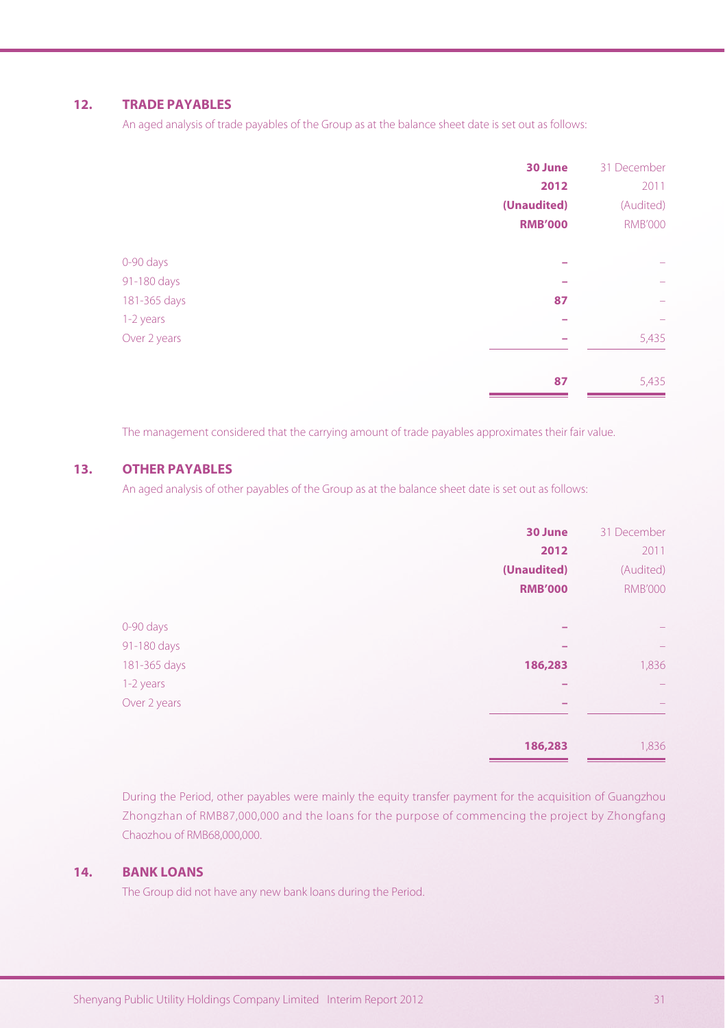## 12. TRADE PAYABLES

An aged analysis of trade payables of the Group as at the balance sheet date is set out as follows:

| | **30 June 2012 (Unaudited) RMB'000** | 31 December 2011 (Audited) RMB'000 |
|---|---|---|
| 0-90 days | **–** | – |
| 91-180 days | **–** | – |
| 181-365 days | **87** | – |
| 1-2 years | **–** | – |
| Over 2 years | **–** | 5,435 |
| | **87** | 5,435 |

The management considered that the carrying amount of trade payables approximates their fair value.

## 13. OTHER PAYABLES

An aged analysis of other payables of the Group as at the balance sheet date is set out as follows:

| | **30 June 2012 (Unaudited) RMB'000** | 31 December 2011 (Audited) RMB'000 |
|---|---|---|
| 0-90 days | **–** | – |
| 91-180 days | **–** | – |
| 181-365 days | **186,283** | 1,836 |
| 1-2 years | **–** | – |
| Over 2 years | **–** | – |
| | **186,283** | 1,836 |

During the Period, other payables were mainly the equity transfer payment for the acquisition of Guangzhou Zhongzhan of RMB87,000,000 and the loans for the purpose of commencing the project by Zhongfang Chaozhou of RMB68,000,000.

## 14. BANK LOANS

The Group did not have any new bank loans during the Period.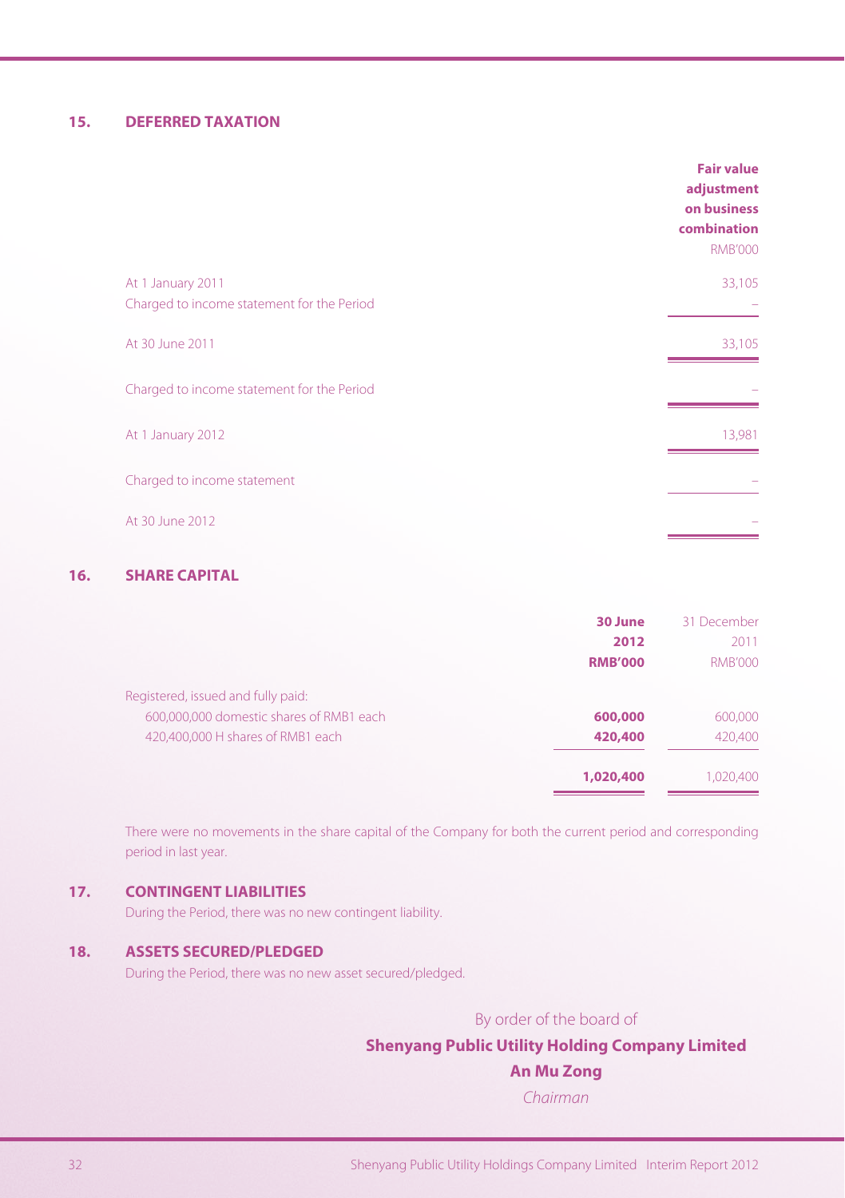## 15. DEFERRED TAXATION

| | Fair value adjustment on business combination |
|---|---|
| | RMB'000 |
| At 1 January 2011 | 33,105 |
| Charged to income statement for the Period | – |
| At 30 June 2011 | 33,105 |
| Charged to income statement for the Period | – |
| At 1 January 2012 | 13,981 |
| Charged to income statement | – |
| At 30 June 2012 | – |

## 16. SHARE CAPITAL

| | **30 June 2012** | 31 December 2011 |
|---|---|---|
| | **RMB'000** | RMB'000 |
| Registered, issued and fully paid: | | |
| 600,000,000 domestic shares of RMB1 each | **600,000** | 600,000 |
| 420,400,000 H shares of RMB1 each | **420,400** | 420,400 |
| | **1,020,400** | 1,020,400 |

There were no movements in the share capital of the Company for both the current period and corresponding period in last year.

## 17. CONTINGENT LIABILITIES

During the Period, there was no new contingent liability.

## 18. ASSETS SECURED/PLEDGED

During the Period, there was no new asset secured/pledged.

By order of the board of
**Shenyang Public Utility Holding Company Limited**
**An Mu Zong**
*Chairman*